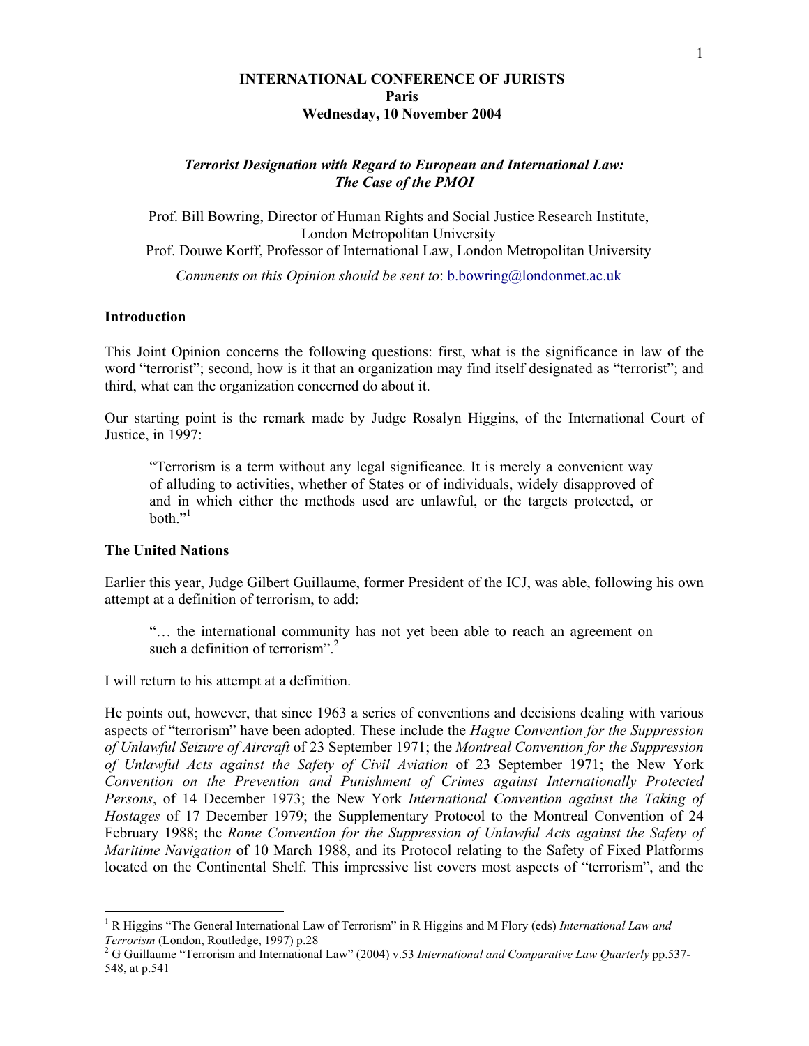**INTERNATIONAL CONFERENCE OF JURISTS**
**Paris**
**Wednesday, 10 November 2004**

***Terrorist Designation with Regard to European and International Law: The Case of the PMOI***

Prof. Bill Bowring, Director of Human Rights and Social Justice Research Institute, London Metropolitan University
Prof. Douwe Korff, Professor of International Law, London Metropolitan University

*Comments on this Opinion should be sent to*: b.bowring@londonmet.ac.uk

## Introduction

This Joint Opinion concerns the following questions: first, what is the significance in law of the word "terrorist"; second, how is it that an organization may find itself designated as "terrorist"; and third, what can the organization concerned do about it.

Our starting point is the remark made by Judge Rosalyn Higgins, of the International Court of Justice, in 1997:

> "Terrorism is a term without any legal significance. It is merely a convenient way of alluding to activities, whether of States or of individuals, widely disapproved of and in which either the methods used are unlawful, or the targets protected, or both."[1]

## The United Nations

Earlier this year, Judge Gilbert Guillaume, former President of the ICJ, was able, following his own attempt at a definition of terrorism, to add:

> "… the international community has not yet been able to reach an agreement on such a definition of terrorism".[2]

I will return to his attempt at a definition.

He points out, however, that since 1963 a series of conventions and decisions dealing with various aspects of "terrorism" have been adopted. These include the *Hague Convention for the Suppression of Unlawful Seizure of Aircraft* of 23 September 1971; the *Montreal Convention for the Suppression of Unlawful Acts against the Safety of Civil Aviation* of 23 September 1971; the New York *Convention on the Prevention and Punishment of Crimes against Internationally Protected Persons*, of 14 December 1973; the New York *International Convention against the Taking of Hostages* of 17 December 1979; the Supplementary Protocol to the Montreal Convention of 24 February 1988; the *Rome Convention for the Suppression of Unlawful Acts against the Safety of Maritime Navigation* of 10 March 1988, and its Protocol relating to the Safety of Fixed Platforms located on the Continental Shelf. This impressive list covers most aspects of "terrorism", and the

---

[1] R Higgins "The General International Law of Terrorism" in R Higgins and M Flory (eds) *International Law and Terrorism* (London, Routledge, 1997) p.28

[2] G Guillaume "Terrorism and International Law" (2004) v.53 *International and Comparative Law Quarterly* pp.537-548, at p.541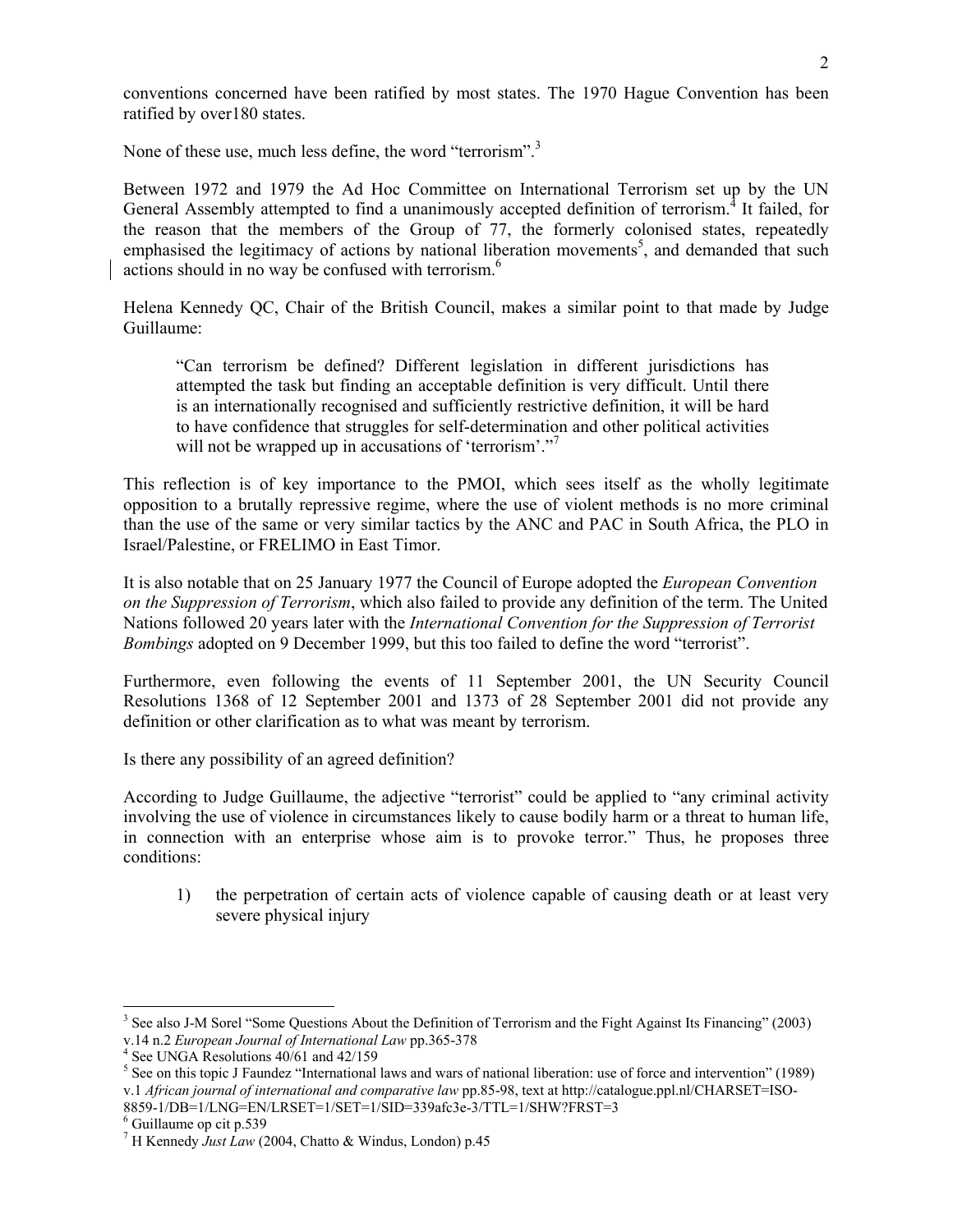conventions concerned have been ratified by most states. The 1970 Hague Convention has been ratified by over180 states.

None of these use, much less define, the word "terrorism".[3]

Between 1972 and 1979 the Ad Hoc Committee on International Terrorism set up by the UN General Assembly attempted to find a unanimously accepted definition of terrorism.[4] It failed, for the reason that the members of the Group of 77, the formerly colonised states, repeatedly emphasised the legitimacy of actions by national liberation movements[5], and demanded that such actions should in no way be confused with terrorism.[6]

Helena Kennedy QC, Chair of the British Council, makes a similar point to that made by Judge Guillaume:

> "Can terrorism be defined? Different legislation in different jurisdictions has attempted the task but finding an acceptable definition is very difficult. Until there is an internationally recognised and sufficiently restrictive definition, it will be hard to have confidence that struggles for self-determination and other political activities will not be wrapped up in accusations of 'terrorism'."[7]

This reflection is of key importance to the PMOI, which sees itself as the wholly legitimate opposition to a brutally repressive regime, where the use of violent methods is no more criminal than the use of the same or very similar tactics by the ANC and PAC in South Africa, the PLO in Israel/Palestine, or FRELIMO in East Timor.

It is also notable that on 25 January 1977 the Council of Europe adopted the *European Convention on the Suppression of Terrorism*, which also failed to provide any definition of the term. The United Nations followed 20 years later with the *International Convention for the Suppression of Terrorist Bombings* adopted on 9 December 1999, but this too failed to define the word "terrorist".

Furthermore, even following the events of 11 September 2001, the UN Security Council Resolutions 1368 of 12 September 2001 and 1373 of 28 September 2001 did not provide any definition or other clarification as to what was meant by terrorism.

Is there any possibility of an agreed definition?

According to Judge Guillaume, the adjective "terrorist" could be applied to "any criminal activity involving the use of violence in circumstances likely to cause bodily harm or a threat to human life, in connection with an enterprise whose aim is to provoke terror." Thus, he proposes three conditions:

1) the perpetration of certain acts of violence capable of causing death or at least very severe physical injury

---

[3] See also J-M Sorel "Some Questions About the Definition of Terrorism and the Fight Against Its Financing" (2003) v.14 n.2 *European Journal of International Law* pp.365-378

[4] See UNGA Resolutions 40/61 and 42/159

[5] See on this topic J Faundez "International laws and wars of national liberation: use of force and intervention" (1989) v.1 *African journal of international and comparative law* pp.85-98, text at http://catalogue.ppl.nl/CHARSET=ISO-8859-1/DB=1/LNG=EN/LRSET=1/SET=1/SID=339afc3e-3/TTL=1/SHW?FRST=3

[6] Guillaume op cit p.539

[7] H Kennedy *Just Law* (2004, Chatto & Windus, London) p.45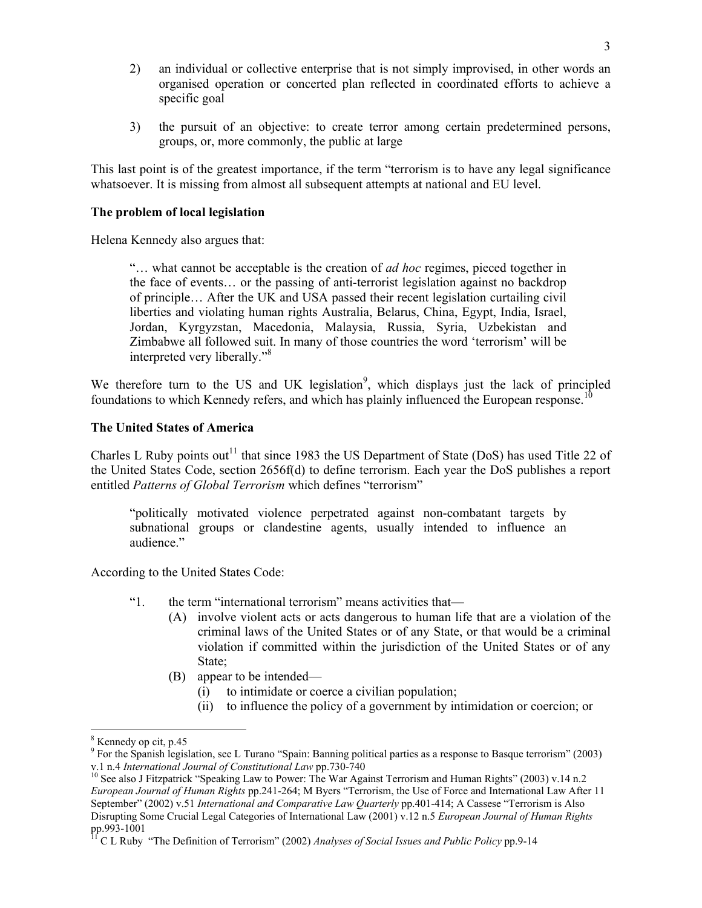2) an individual or collective enterprise that is not simply improvised, in other words an organised operation or concerted plan reflected in coordinated efforts to achieve a specific goal

3) the pursuit of an objective: to create terror among certain predetermined persons, groups, or, more commonly, the public at large

This last point is of the greatest importance, if the term "terrorism is to have any legal significance whatsoever. It is missing from almost all subsequent attempts at national and EU level.

**The problem of local legislation**

Helena Kennedy also argues that:

> "… what cannot be acceptable is the creation of *ad hoc* regimes, pieced together in the face of events… or the passing of anti-terrorist legislation against no backdrop of principle… After the UK and USA passed their recent legislation curtailing civil liberties and violating human rights Australia, Belarus, China, Egypt, India, Israel, Jordan, Kyrgyzstan, Macedonia, Malaysia, Russia, Syria, Uzbekistan and Zimbabwe all followed suit. In many of those countries the word 'terrorism' will be interpreted very liberally."[8]

We therefore turn to the US and UK legislation[9], which displays just the lack of principled foundations to which Kennedy refers, and which has plainly influenced the European response.[10]

**The United States of America**

Charles L Ruby points out[11] that since 1983 the US Department of State (DoS) has used Title 22 of the United States Code, section 2656f(d) to define terrorism. Each year the DoS publishes a report entitled *Patterns of Global Terrorism* which defines "terrorism"

> "politically motivated violence perpetrated against non-combatant targets by subnational groups or clandestine agents, usually intended to influence an audience."

According to the United States Code:

> "1. the term "international terrorism" means activities that—
> (A) involve violent acts or acts dangerous to human life that are a violation of the criminal laws of the United States or of any State, or that would be a criminal violation if committed within the jurisdiction of the United States or of any State;
> (B) appear to be intended—
> (i) to intimidate or coerce a civilian population;
> (ii) to influence the policy of a government by intimidation or coercion; or

---

[8] Kennedy op cit, p.45

[9] For the Spanish legislation, see L Turano "Spain: Banning political parties as a response to Basque terrorism" (2003) v.1 n.4 *International Journal of Constitutional Law* pp.730-740

[10] See also J Fitzpatrick "Speaking Law to Power: The War Against Terrorism and Human Rights" (2003) v.14 n.2 *European Journal of Human Rights* pp.241-264; M Byers "Terrorism, the Use of Force and International Law After 11 September" (2002) v.51 *International and Comparative Law Quarterly* pp.401-414; A Cassese "Terrorism is Also Disrupting Some Crucial Legal Categories of International Law (2001) v.12 n.5 *European Journal of Human Rights* pp.993-1001

[11] C L Ruby "The Definition of Terrorism" (2002) *Analyses of Social Issues and Public Policy* pp.9-14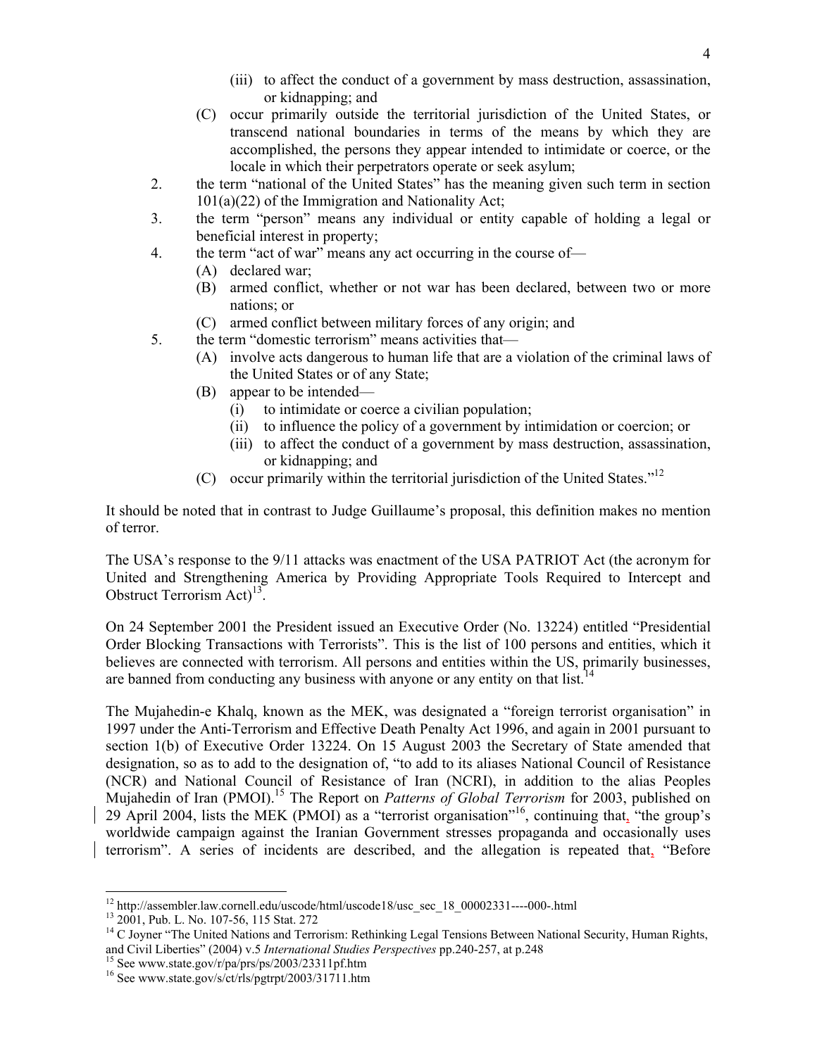(iii) to affect the conduct of a government by mass destruction, assassination, or kidnapping; and

(C) occur primarily outside the territorial jurisdiction of the United States, or transcend national boundaries in terms of the means by which they are accomplished, the persons they appear intended to intimidate or coerce, or the locale in which their perpetrators operate or seek asylum;

2. the term "national of the United States" has the meaning given such term in section 101(a)(22) of the Immigration and Nationality Act;
3. the term "person" means any individual or entity capable of holding a legal or beneficial interest in property;
4. the term "act of war" means any act occurring in the course of—
   (A) declared war;
   (B) armed conflict, whether or not war has been declared, between two or more nations; or
   (C) armed conflict between military forces of any origin; and
5. the term "domestic terrorism" means activities that—
   (A) involve acts dangerous to human life that are a violation of the criminal laws of the United States or of any State;
   (B) appear to be intended—
      (i) to intimidate or coerce a civilian population;
      (ii) to influence the policy of a government by intimidation or coercion; or
      (iii) to affect the conduct of a government by mass destruction, assassination, or kidnapping; and
   (C) occur primarily within the territorial jurisdiction of the United States."[12]

It should be noted that in contrast to Judge Guillaume's proposal, this definition makes no mention of terror.

The USA's response to the 9/11 attacks was enactment of the USA PATRIOT Act (the acronym for United and Strengthening America by Providing Appropriate Tools Required to Intercept and Obstruct Terrorism Act)[13].

On 24 September 2001 the President issued an Executive Order (No. 13224) entitled "Presidential Order Blocking Transactions with Terrorists". This is the list of 100 persons and entities, which it believes are connected with terrorism. All persons and entities within the US, primarily businesses, are banned from conducting any business with anyone or any entity on that list.[14]

The Mujahedin-e Khalq, known as the MEK, was designated a "foreign terrorist organisation" in 1997 under the Anti-Terrorism and Effective Death Penalty Act 1996, and again in 2001 pursuant to section 1(b) of Executive Order 13224. On 15 August 2003 the Secretary of State amended that designation, so as to add to the designation of, "to add to its aliases National Council of Resistance (NCR) and National Council of Resistance of Iran (NCRI), in addition to the alias Peoples Mujahedin of Iran (PMOI).[15] The Report on *Patterns of Global Terrorism* for 2003, published on 29 April 2004, lists the MEK (PMOI) as a "terrorist organisation"[16], continuing that, "the group's worldwide campaign against the Iranian Government stresses propaganda and occasionally uses terrorism". A series of incidents are described, and the allegation is repeated that, "Before

---

[12] http://assembler.law.cornell.edu/uscode/html/uscode18/usc_sec_18_00002331----000-.html

[13] 2001, Pub. L. No. 107-56, 115 Stat. 272

[14] C Joyner "The United Nations and Terrorism: Rethinking Legal Tensions Between National Security, Human Rights, and Civil Liberties" (2004) v.5 *International Studies Perspectives* pp.240-257, at p.248

[15] See www.state.gov/r/pa/prs/ps/2003/23311pf.htm

[16] See www.state.gov/s/ct/rls/pgtrpt/2003/31711.htm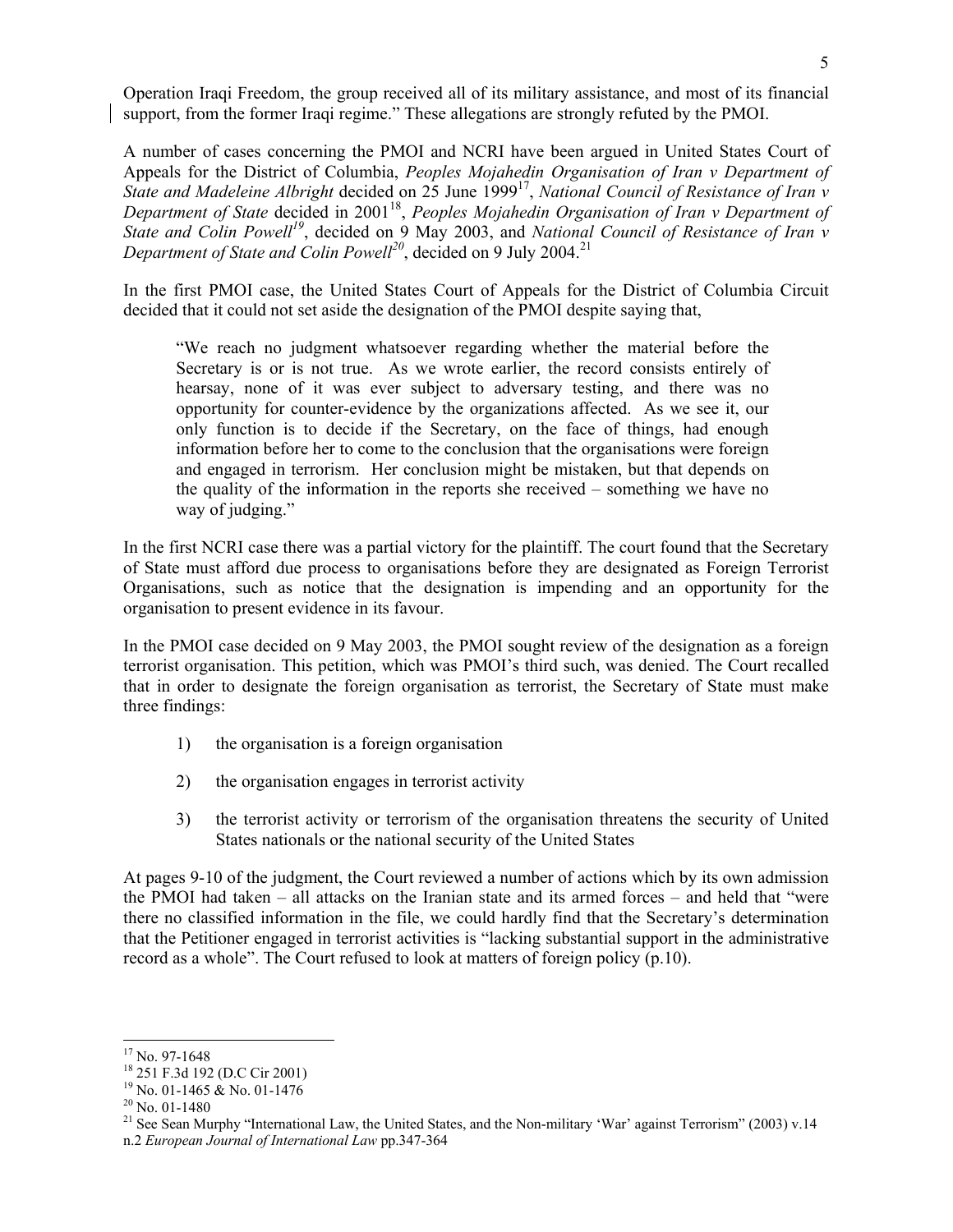Operation Iraqi Freedom, the group received all of its military assistance, and most of its financial support, from the former Iraqi regime." These allegations are strongly refuted by the PMOI.

A number of cases concerning the PMOI and NCRI have been argued in United States Court of Appeals for the District of Columbia, *Peoples Mojahedin Organisation of Iran v Department of State and Madeleine Albright* decided on 25 June 1999[17], *National Council of Resistance of Iran v Department of State* decided in 2001[18], *Peoples Mojahedin Organisation of Iran v Department of State and Colin Powell*[19], decided on 9 May 2003, and *National Council of Resistance of Iran v Department of State and Colin Powell*[20], decided on 9 July 2004.[21]

In the first PMOI case, the United States Court of Appeals for the District of Columbia Circuit decided that it could not set aside the designation of the PMOI despite saying that,

> "We reach no judgment whatsoever regarding whether the material before the Secretary is or is not true. As we wrote earlier, the record consists entirely of hearsay, none of it was ever subject to adversary testing, and there was no opportunity for counter-evidence by the organizations affected. As we see it, our only function is to decide if the Secretary, on the face of things, had enough information before her to come to the conclusion that the organisations were foreign and engaged in terrorism. Her conclusion might be mistaken, but that depends on the quality of the information in the reports she received – something we have no way of judging."

In the first NCRI case there was a partial victory for the plaintiff. The court found that the Secretary of State must afford due process to organisations before they are designated as Foreign Terrorist Organisations, such as notice that the designation is impending and an opportunity for the organisation to present evidence in its favour.

In the PMOI case decided on 9 May 2003, the PMOI sought review of the designation as a foreign terrorist organisation. This petition, which was PMOI's third such, was denied. The Court recalled that in order to designate the foreign organisation as terrorist, the Secretary of State must make three findings:

1) the organisation is a foreign organisation
2) the organisation engages in terrorist activity
3) the terrorist activity or terrorism of the organisation threatens the security of United States nationals or the national security of the United States

At pages 9-10 of the judgment, the Court reviewed a number of actions which by its own admission the PMOI had taken – all attacks on the Iranian state and its armed forces – and held that "were there no classified information in the file, we could hardly find that the Secretary's determination that the Petitioner engaged in terrorist activities is "lacking substantial support in the administrative record as a whole". The Court refused to look at matters of foreign policy (p.10).

---

[17] No. 97-1648

[18] 251 F.3d 192 (D.C Cir 2001)

[19] No. 01-1465 & No. 01-1476

[20] No. 01-1480

[21] See Sean Murphy "International Law, the United States, and the Non-military 'War' against Terrorism" (2003) v.14 n.2 *European Journal of International Law* pp.347-364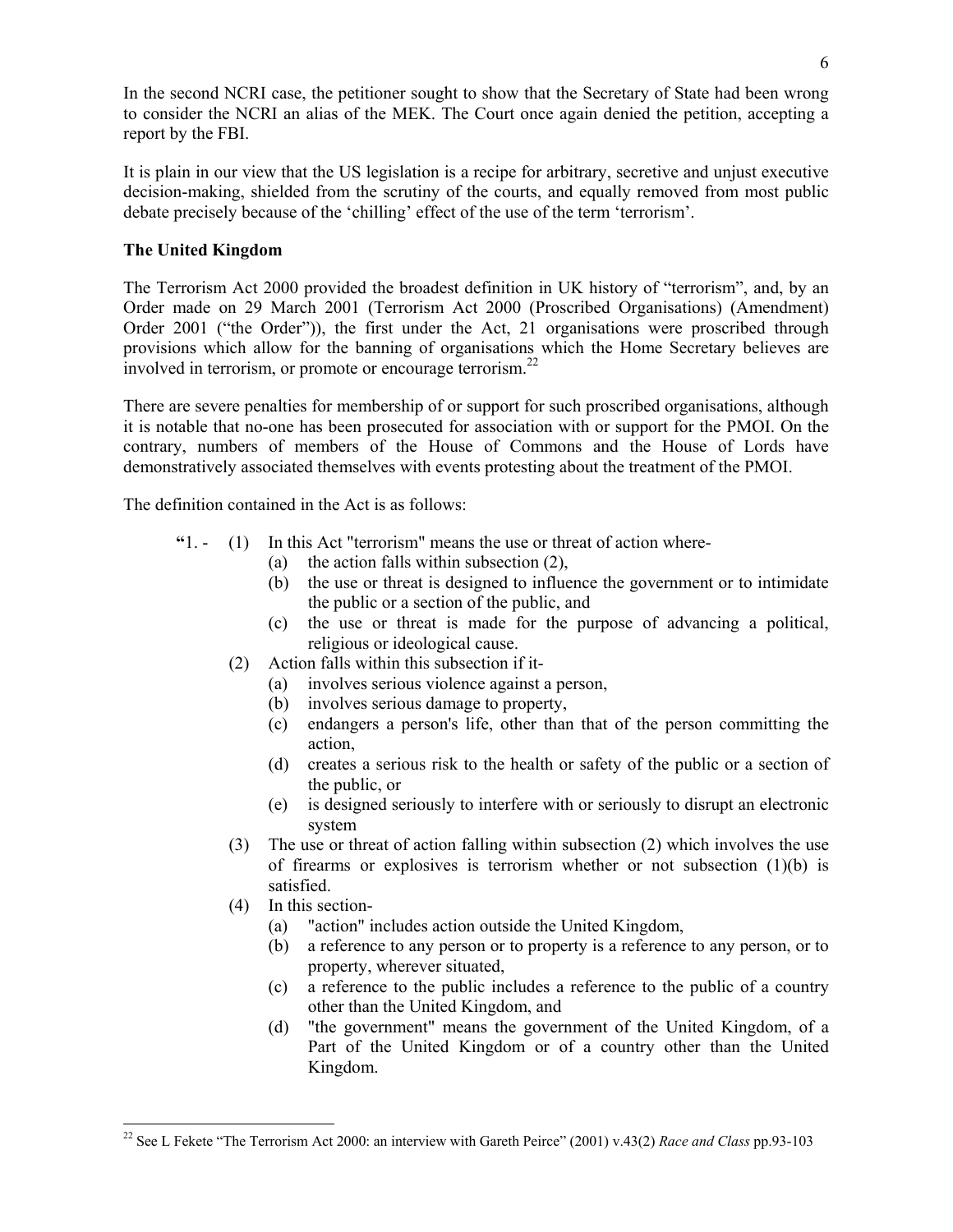In the second NCRI case, the petitioner sought to show that the Secretary of State had been wrong to consider the NCRI an alias of the MEK. The Court once again denied the petition, accepting a report by the FBI.

It is plain in our view that the US legislation is a recipe for arbitrary, secretive and unjust executive decision-making, shielded from the scrutiny of the courts, and equally removed from most public debate precisely because of the 'chilling' effect of the use of the term 'terrorism'.

**The United Kingdom**

The Terrorism Act 2000 provided the broadest definition in UK history of "terrorism", and, by an Order made on 29 March 2001 (Terrorism Act 2000 (Proscribed Organisations) (Amendment) Order 2001 ("the Order")), the first under the Act, 21 organisations were proscribed through provisions which allow for the banning of organisations which the Home Secretary believes are involved in terrorism, or promote or encourage terrorism.[22]

There are severe penalties for membership of or support for such proscribed organisations, although it is notable that no-one has been prosecuted for association with or support for the PMOI. On the contrary, numbers of members of the House of Commons and the House of Lords have demonstratively associated themselves with events protesting about the treatment of the PMOI.

The definition contained in the Act is as follows:

> **"**1. - (1) In this Act "terrorism" means the use or threat of action where-
> - (a) the action falls within subsection (2),
> - (b) the use or threat is designed to influence the government or to intimidate the public or a section of the public, and
> - (c) the use or threat is made for the purpose of advancing a political, religious or ideological cause.
>
> (2) Action falls within this subsection if it-
> - (a) involves serious violence against a person,
> - (b) involves serious damage to property,
> - (c) endangers a person's life, other than that of the person committing the action,
> - (d) creates a serious risk to the health or safety of the public or a section of the public, or
> - (e) is designed seriously to interfere with or seriously to disrupt an electronic system
>
> (3) The use or threat of action falling within subsection (2) which involves the use of firearms or explosives is terrorism whether or not subsection (1)(b) is satisfied.
>
> (4) In this section-
> - (a) "action" includes action outside the United Kingdom,
> - (b) a reference to any person or to property is a reference to any person, or to property, wherever situated,
> - (c) a reference to the public includes a reference to the public of a country other than the United Kingdom, and
> - (d) "the government" means the government of the United Kingdom, of a Part of the United Kingdom or of a country other than the United Kingdom.

---

[22] See L Fekete "The Terrorism Act 2000: an interview with Gareth Peirce" (2001) v.43(2) *Race and Class* pp.93-103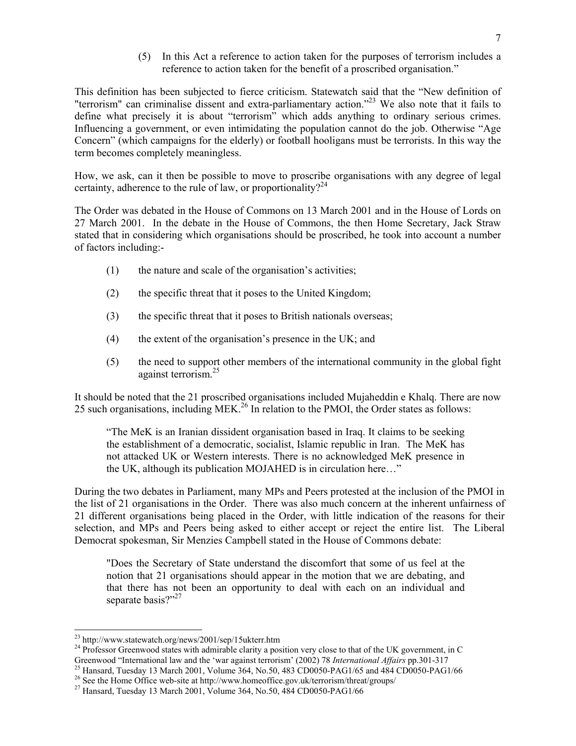(5) In this Act a reference to action taken for the purposes of terrorism includes a reference to action taken for the benefit of a proscribed organisation."

This definition has been subjected to fierce criticism. Statewatch said that the "New definition of "terrorism" can criminalise dissent and extra-parliamentary action."[23] We also note that it fails to define what precisely it is about "terrorism" which adds anything to ordinary serious crimes. Influencing a government, or even intimidating the population cannot do the job. Otherwise "Age Concern" (which campaigns for the elderly) or football hooligans must be terrorists. In this way the term becomes completely meaningless.

How, we ask, can it then be possible to move to proscribe organisations with any degree of legal certainty, adherence to the rule of law, or proportionality?[24]

The Order was debated in the House of Commons on 13 March 2001 and in the House of Lords on 27 March 2001. In the debate in the House of Commons, the then Home Secretary, Jack Straw stated that in considering which organisations should be proscribed, he took into account a number of factors including:-

(1) the nature and scale of the organisation's activities;

(2) the specific threat that it poses to the United Kingdom;

(3) the specific threat that it poses to British nationals overseas;

(4) the extent of the organisation's presence in the UK; and

(5) the need to support other members of the international community in the global fight against terrorism.[25]

It should be noted that the 21 proscribed organisations included Mujaheddin e Khalq. There are now 25 such organisations, including MEK.[26] In relation to the PMOI, the Order states as follows:

> "The MeK is an Iranian dissident organisation based in Iraq. It claims to be seeking the establishment of a democratic, socialist, Islamic republic in Iran. The MeK has not attacked UK or Western interests. There is no acknowledged MeK presence in the UK, although its publication MOJAHED is in circulation here…"

During the two debates in Parliament, many MPs and Peers protested at the inclusion of the PMOI in the list of 21 organisations in the Order. There was also much concern at the inherent unfairness of 21 different organisations being placed in the Order, with little indication of the reasons for their selection, and MPs and Peers being asked to either accept or reject the entire list. The Liberal Democrat spokesman, Sir Menzies Campbell stated in the House of Commons debate:

> "Does the Secretary of State understand the discomfort that some of us feel at the notion that 21 organisations should appear in the motion that we are debating, and that there has not been an opportunity to deal with each on an individual and separate basis?"[27]

---

[23] http://www.statewatch.org/news/2001/sep/15ukterr.htm

[24] Professor Greenwood states with admirable clarity a position very close to that of the UK government, in C Greenwood "International law and the 'war against terrorism' (2002) 78 *International Affairs* pp.301-317

[25] Hansard, Tuesday 13 March 2001, Volume 364, No.50, 483 CD0050-PAG1/65 and 484 CD0050-PAG1/66

[26] See the Home Office web-site at http://www.homeoffice.gov.uk/terrorism/threat/groups/

[27] Hansard, Tuesday 13 March 2001, Volume 364, No.50, 484 CD0050-PAG1/66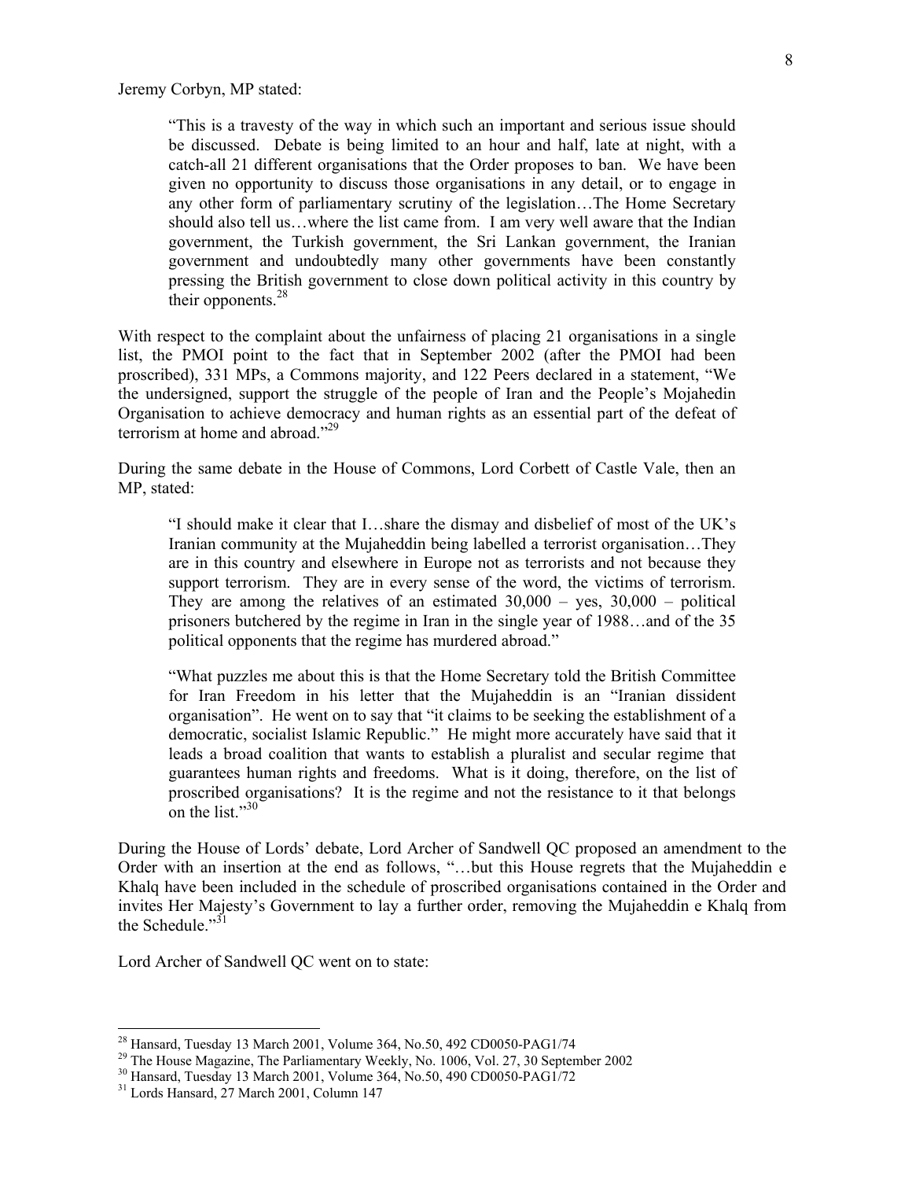Jeremy Corbyn, MP stated:

> "This is a travesty of the way in which such an important and serious issue should be discussed. Debate is being limited to an hour and half, late at night, with a catch-all 21 different organisations that the Order proposes to ban. We have been given no opportunity to discuss those organisations in any detail, or to engage in any other form of parliamentary scrutiny of the legislation…The Home Secretary should also tell us…where the list came from. I am very well aware that the Indian government, the Turkish government, the Sri Lankan government, the Iranian government and undoubtedly many other governments have been constantly pressing the British government to close down political activity in this country by their opponents.[28]

With respect to the complaint about the unfairness of placing 21 organisations in a single list, the PMOI point to the fact that in September 2002 (after the PMOI had been proscribed), 331 MPs, a Commons majority, and 122 Peers declared in a statement, "We the undersigned, support the struggle of the people of Iran and the People's Mojahedin Organisation to achieve democracy and human rights as an essential part of the defeat of terrorism at home and abroad."[29]

During the same debate in the House of Commons, Lord Corbett of Castle Vale, then an MP, stated:

> "I should make it clear that I…share the dismay and disbelief of most of the UK's Iranian community at the Mujaheddin being labelled a terrorist organisation…They are in this country and elsewhere in Europe not as terrorists and not because they support terrorism. They are in every sense of the word, the victims of terrorism. They are among the relatives of an estimated 30,000 – yes, 30,000 – political prisoners butchered by the regime in Iran in the single year of 1988…and of the 35 political opponents that the regime has murdered abroad."
>
> "What puzzles me about this is that the Home Secretary told the British Committee for Iran Freedom in his letter that the Mujaheddin is an "Iranian dissident organisation". He went on to say that "it claims to be seeking the establishment of a democratic, socialist Islamic Republic." He might more accurately have said that it leads a broad coalition that wants to establish a pluralist and secular regime that guarantees human rights and freedoms. What is it doing, therefore, on the list of proscribed organisations? It is the regime and not the resistance to it that belongs on the list."[30]

During the House of Lords' debate, Lord Archer of Sandwell QC proposed an amendment to the Order with an insertion at the end as follows, "…but this House regrets that the Mujaheddin e Khalq have been included in the schedule of proscribed organisations contained in the Order and invites Her Majesty's Government to lay a further order, removing the Mujaheddin e Khalq from the Schedule."[31]

Lord Archer of Sandwell QC went on to state:

---

[28] Hansard, Tuesday 13 March 2001, Volume 364, No.50, 492 CD0050-PAG1/74

[29] The House Magazine, The Parliamentary Weekly, No. 1006, Vol. 27, 30 September 2002

[30] Hansard, Tuesday 13 March 2001, Volume 364, No.50, 490 CD0050-PAG1/72

[31] Lords Hansard, 27 March 2001, Column 147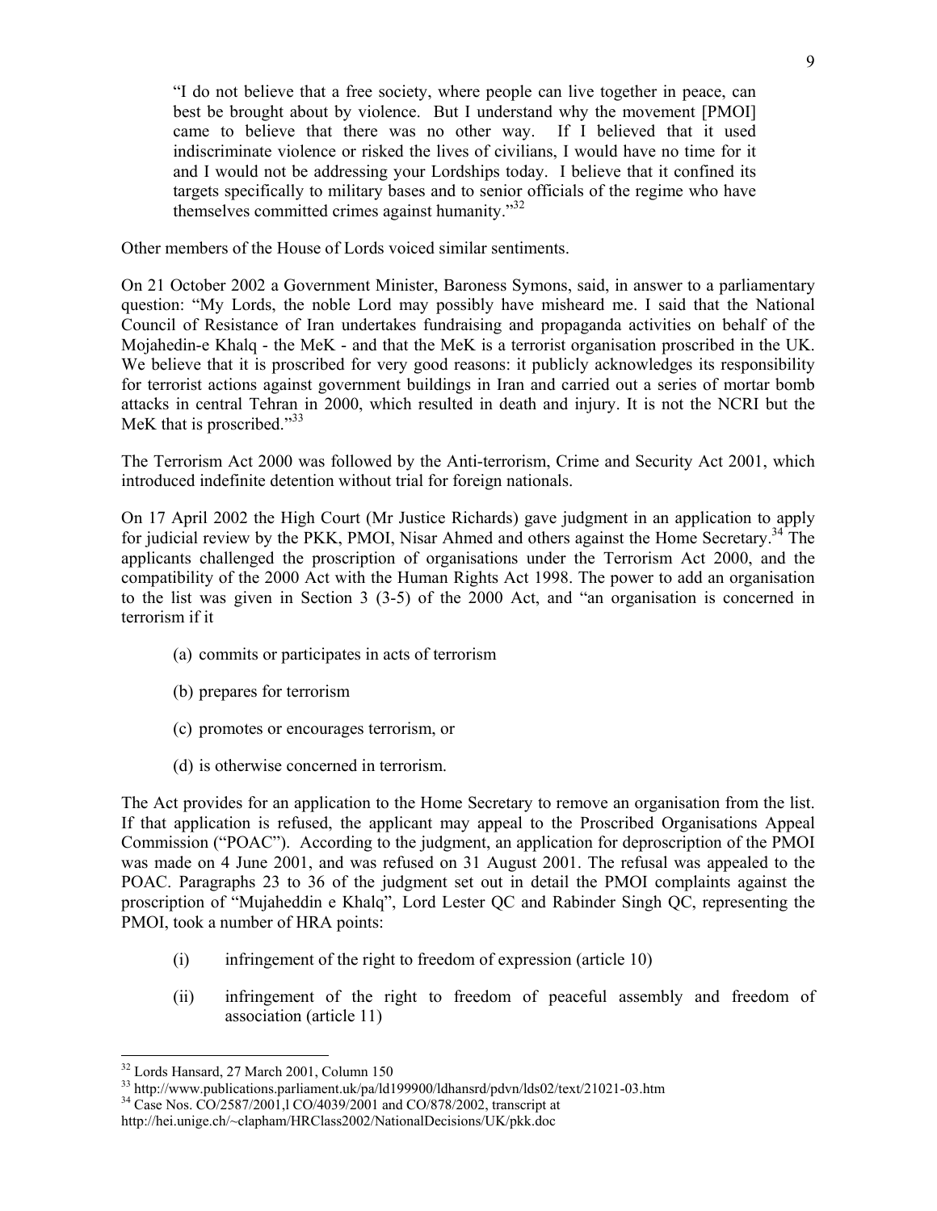"I do not believe that a free society, where people can live together in peace, can best be brought about by violence. But I understand why the movement [PMOI] came to believe that there was no other way. If I believed that it used indiscriminate violence or risked the lives of civilians, I would have no time for it and I would not be addressing your Lordships today. I believe that it confined its targets specifically to military bases and to senior officials of the regime who have themselves committed crimes against humanity."[32]

Other members of the House of Lords voiced similar sentiments.

On 21 October 2002 a Government Minister, Baroness Symons, said, in answer to a parliamentary question: "My Lords, the noble Lord may possibly have misheard me. I said that the National Council of Resistance of Iran undertakes fundraising and propaganda activities on behalf of the Mojahedin-e Khalq - the MeK - and that the MeK is a terrorist organisation proscribed in the UK. We believe that it is proscribed for very good reasons: it publicly acknowledges its responsibility for terrorist actions against government buildings in Iran and carried out a series of mortar bomb attacks in central Tehran in 2000, which resulted in death and injury. It is not the NCRI but the MeK that is proscribed."[33]

The Terrorism Act 2000 was followed by the Anti-terrorism, Crime and Security Act 2001, which introduced indefinite detention without trial for foreign nationals.

On 17 April 2002 the High Court (Mr Justice Richards) gave judgment in an application to apply for judicial review by the PKK, PMOI, Nisar Ahmed and others against the Home Secretary.[34] The applicants challenged the proscription of organisations under the Terrorism Act 2000, and the compatibility of the 2000 Act with the Human Rights Act 1998. The power to add an organisation to the list was given in Section 3 (3-5) of the 2000 Act, and "an organisation is concerned in terrorism if it

(a) commits or participates in acts of terrorism

(b) prepares for terrorism

(c) promotes or encourages terrorism, or

(d) is otherwise concerned in terrorism.

The Act provides for an application to the Home Secretary to remove an organisation from the list. If that application is refused, the applicant may appeal to the Proscribed Organisations Appeal Commission ("POAC"). According to the judgment, an application for deproscription of the PMOI was made on 4 June 2001, and was refused on 31 August 2001. The refusal was appealed to the POAC. Paragraphs 23 to 36 of the judgment set out in detail the PMOI complaints against the proscription of "Mujaheddin e Khalq", Lord Lester QC and Rabinder Singh QC, representing the PMOI, took a number of HRA points:

(i) infringement of the right to freedom of expression (article 10)

(ii) infringement of the right to freedom of peaceful assembly and freedom of association (article 11)

---

[32] Lords Hansard, 27 March 2001, Column 150

[33] http://www.publications.parliament.uk/pa/ld199900/ldhansrd/pdvn/lds02/text/21021-03.htm

[34] Case Nos. CO/2587/2001,l CO/4039/2001 and CO/878/2002, transcript at http://hei.unige.ch/~clapham/HRClass2002/NationalDecisions/UK/pkk.doc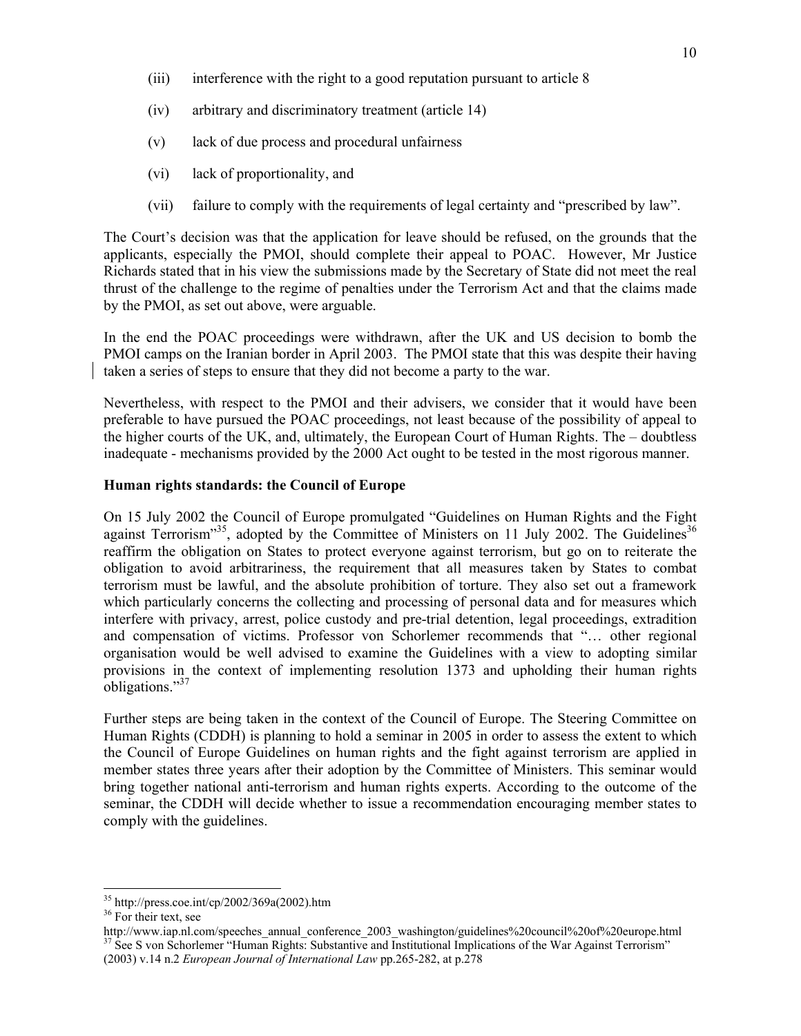(iii) interference with the right to a good reputation pursuant to article 8

(iv) arbitrary and discriminatory treatment (article 14)

(v) lack of due process and procedural unfairness

(vi) lack of proportionality, and

(vii) failure to comply with the requirements of legal certainty and "prescribed by law".

The Court's decision was that the application for leave should be refused, on the grounds that the applicants, especially the PMOI, should complete their appeal to POAC. However, Mr Justice Richards stated that in his view the submissions made by the Secretary of State did not meet the real thrust of the challenge to the regime of penalties under the Terrorism Act and that the claims made by the PMOI, as set out above, were arguable.

In the end the POAC proceedings were withdrawn, after the UK and US decision to bomb the PMOI camps on the Iranian border in April 2003. The PMOI state that this was despite their having taken a series of steps to ensure that they did not become a party to the war.

Nevertheless, with respect to the PMOI and their advisers, we consider that it would have been preferable to have pursued the POAC proceedings, not least because of the possibility of appeal to the higher courts of the UK, and, ultimately, the European Court of Human Rights. The – doubtless inadequate - mechanisms provided by the 2000 Act ought to be tested in the most rigorous manner.

**Human rights standards: the Council of Europe**

On 15 July 2002 the Council of Europe promulgated "Guidelines on Human Rights and the Fight against Terrorism"[35], adopted by the Committee of Ministers on 11 July 2002. The Guidelines[36] reaffirm the obligation on States to protect everyone against terrorism, but go on to reiterate the obligation to avoid arbitrariness, the requirement that all measures taken by States to combat terrorism must be lawful, and the absolute prohibition of torture. They also set out a framework which particularly concerns the collecting and processing of personal data and for measures which interfere with privacy, arrest, police custody and pre-trial detention, legal proceedings, extradition and compensation of victims. Professor von Schorlemer recommends that "… other regional organisation would be well advised to examine the Guidelines with a view to adopting similar provisions in the context of implementing resolution 1373 and upholding their human rights obligations."[37]

Further steps are being taken in the context of the Council of Europe. The Steering Committee on Human Rights (CDDH) is planning to hold a seminar in 2005 in order to assess the extent to which the Council of Europe Guidelines on human rights and the fight against terrorism are applied in member states three years after their adoption by the Committee of Ministers. This seminar would bring together national anti-terrorism and human rights experts. According to the outcome of the seminar, the CDDH will decide whether to issue a recommendation encouraging member states to comply with the guidelines.

---

[35] http://press.coe.int/cp/2002/369a(2002).htm

[36] For their text, see http://www.iap.nl.com/speeches_annual_conference_2003_washington/guidelines%20council%20of%20europe.html

[37] See S von Schorlemer "Human Rights: Substantive and Institutional Implications of the War Against Terrorism" (2003) v.14 n.2 *European Journal of International Law* pp.265-282, at p.278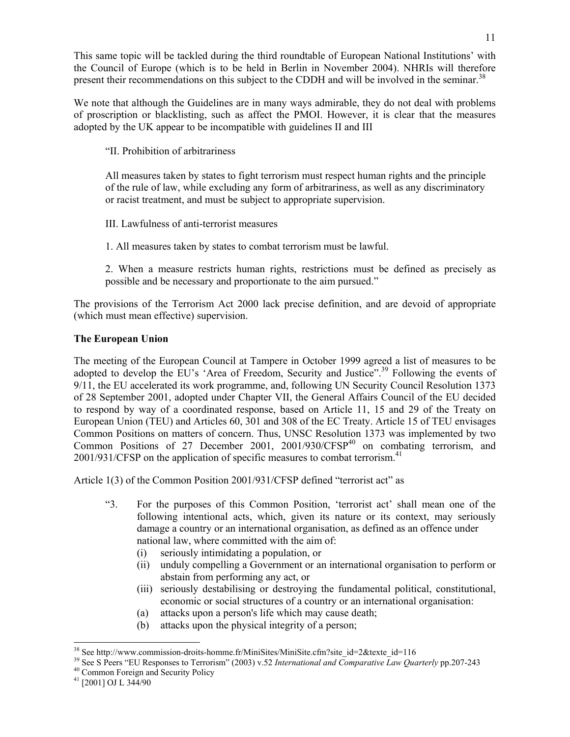This same topic will be tackled during the third roundtable of European National Institutions' with the Council of Europe (which is to be held in Berlin in November 2004). NHRIs will therefore present their recommendations on this subject to the CDDH and will be involved in the seminar.[38]

We note that although the Guidelines are in many ways admirable, they do not deal with problems of proscription or blacklisting, such as affect the PMOI. However, it is clear that the measures adopted by the UK appear to be incompatible with guidelines II and III

> "II. Prohibition of arbitrariness
>
> All measures taken by states to fight terrorism must respect human rights and the principle of the rule of law, while excluding any form of arbitrariness, as well as any discriminatory or racist treatment, and must be subject to appropriate supervision.
>
> III. Lawfulness of anti-terrorist measures
>
> 1. All measures taken by states to combat terrorism must be lawful.
>
> 2. When a measure restricts human rights, restrictions must be defined as precisely as possible and be necessary and proportionate to the aim pursued."

The provisions of the Terrorism Act 2000 lack precise definition, and are devoid of appropriate (which must mean effective) supervision.

**The European Union**

The meeting of the European Council at Tampere in October 1999 agreed a list of measures to be adopted to develop the EU's 'Area of Freedom, Security and Justice".[39] Following the events of 9/11, the EU accelerated its work programme, and, following UN Security Council Resolution 1373 of 28 September 2001, adopted under Chapter VII, the General Affairs Council of the EU decided to respond by way of a coordinated response, based on Article 11, 15 and 29 of the Treaty on European Union (TEU) and Articles 60, 301 and 308 of the EC Treaty. Article 15 of TEU envisages Common Positions on matters of concern. Thus, UNSC Resolution 1373 was implemented by two Common Positions of 27 December 2001, 2001/930/CFSP[40] on combating terrorism, and 2001/931/CFSP on the application of specific measures to combat terrorism.[41]

Article 1(3) of the Common Position 2001/931/CFSP defined "terrorist act" as

> "3. For the purposes of this Common Position, 'terrorist act' shall mean one of the following intentional acts, which, given its nature or its context, may seriously damage a country or an international organisation, as defined as an offence under national law, where committed with the aim of:
> (i) seriously intimidating a population, or
> (ii) unduly compelling a Government or an international organisation to perform or abstain from performing any act, or
> (iii) seriously destabilising or destroying the fundamental political, constitutional, economic or social structures of a country or an international organisation:
> (a) attacks upon a person's life which may cause death;
> (b) attacks upon the physical integrity of a person;

---

[38] See http://www.commission-droits-homme.fr/MiniSites/MiniSite.cfm?site_id=2&texte_id=116

[39] See S Peers "EU Responses to Terrorism" (2003) v.52 *International and Comparative Law Quarterly* pp.207-243

[40] Common Foreign and Security Policy

[41] [2001] OJ L 344/90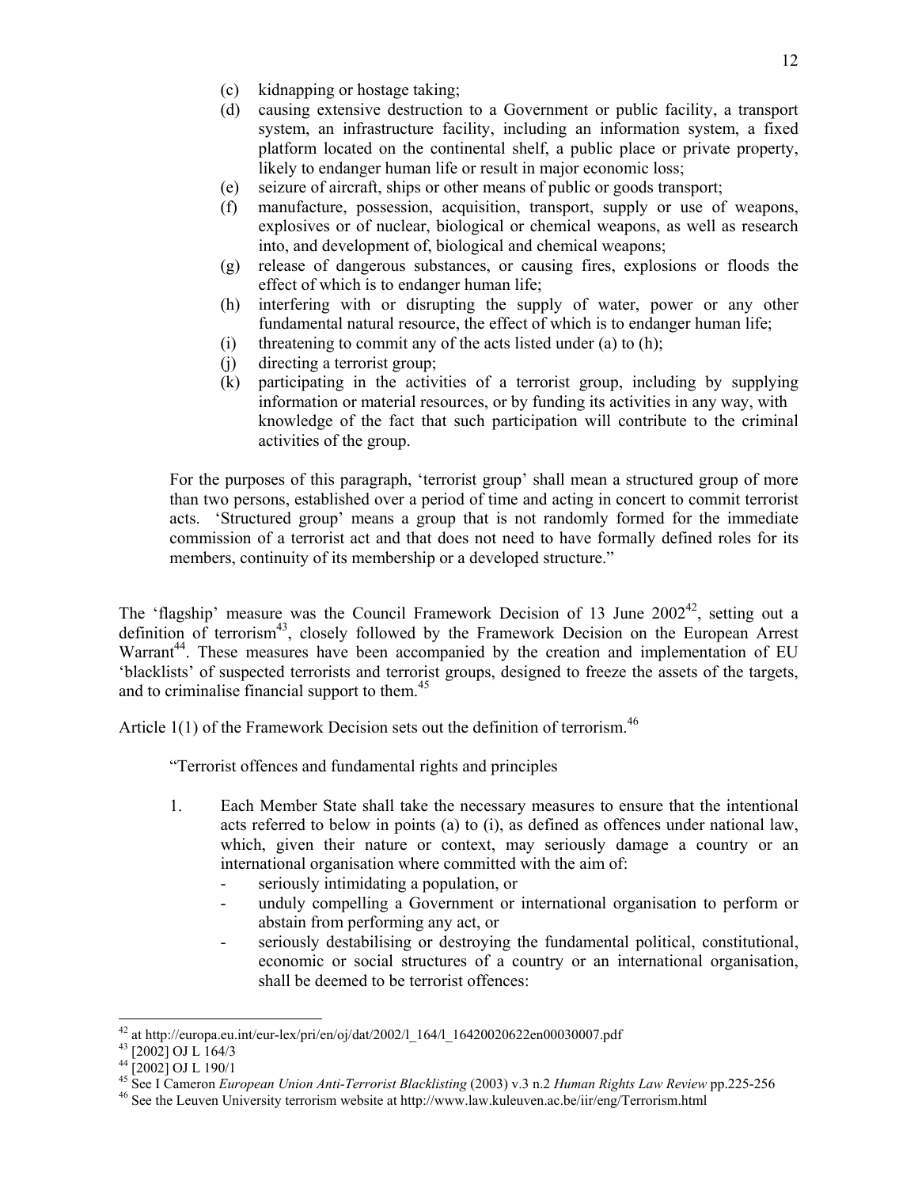(c) kidnapping or hostage taking;

(d) causing extensive destruction to a Government or public facility, a transport system, an infrastructure facility, including an information system, a fixed platform located on the continental shelf, a public place or private property, likely to endanger human life or result in major economic loss;

(e) seizure of aircraft, ships or other means of public or goods transport;

(f) manufacture, possession, acquisition, transport, supply or use of weapons, explosives or of nuclear, biological or chemical weapons, as well as research into, and development of, biological and chemical weapons;

(g) release of dangerous substances, or causing fires, explosions or floods the effect of which is to endanger human life;

(h) interfering with or disrupting the supply of water, power or any other fundamental natural resource, the effect of which is to endanger human life;

(i) threatening to commit any of the acts listed under (a) to (h);

(j) directing a terrorist group;

(k) participating in the activities of a terrorist group, including by supplying information or material resources, or by funding its activities in any way, with knowledge of the fact that such participation will contribute to the criminal activities of the group.

For the purposes of this paragraph, 'terrorist group' shall mean a structured group of more than two persons, established over a period of time and acting in concert to commit terrorist acts. 'Structured group' means a group that is not randomly formed for the immediate commission of a terrorist act and that does not need to have formally defined roles for its members, continuity of its membership or a developed structure."

The 'flagship' measure was the Council Framework Decision of 13 June 2002[42], setting out a definition of terrorism[43], closely followed by the Framework Decision on the European Arrest Warrant[44]. These measures have been accompanied by the creation and implementation of EU 'blacklists' of suspected terrorists and terrorist groups, designed to freeze the assets of the targets, and to criminalise financial support to them.[45]

Article 1(1) of the Framework Decision sets out the definition of terrorism.[46]

"Terrorist offences and fundamental rights and principles

1. Each Member State shall take the necessary measures to ensure that the intentional acts referred to below in points (a) to (i), as defined as offences under national law, which, given their nature or context, may seriously damage a country or an international organisation where committed with the aim of:
   - seriously intimidating a population, or
   - unduly compelling a Government or international organisation to perform or abstain from performing any act, or
   - seriously destabilising or destroying the fundamental political, constitutional, economic or social structures of a country or an international organisation, shall be deemed to be terrorist offences:

---

[42] at http://europa.eu.int/eur-lex/pri/en/oj/dat/2002/l_164/l_16420020622en00030007.pdf

[43] [2002] OJ L 164/3

[44] [2002] OJ L 190/1

[45] See I Cameron *European Union Anti-Terrorist Blacklisting* (2003) v.3 n.2 *Human Rights Law Review* pp.225-256

[46] See the Leuven University terrorism website at http://www.law.kuleuven.ac.be/iir/eng/Terrorism.html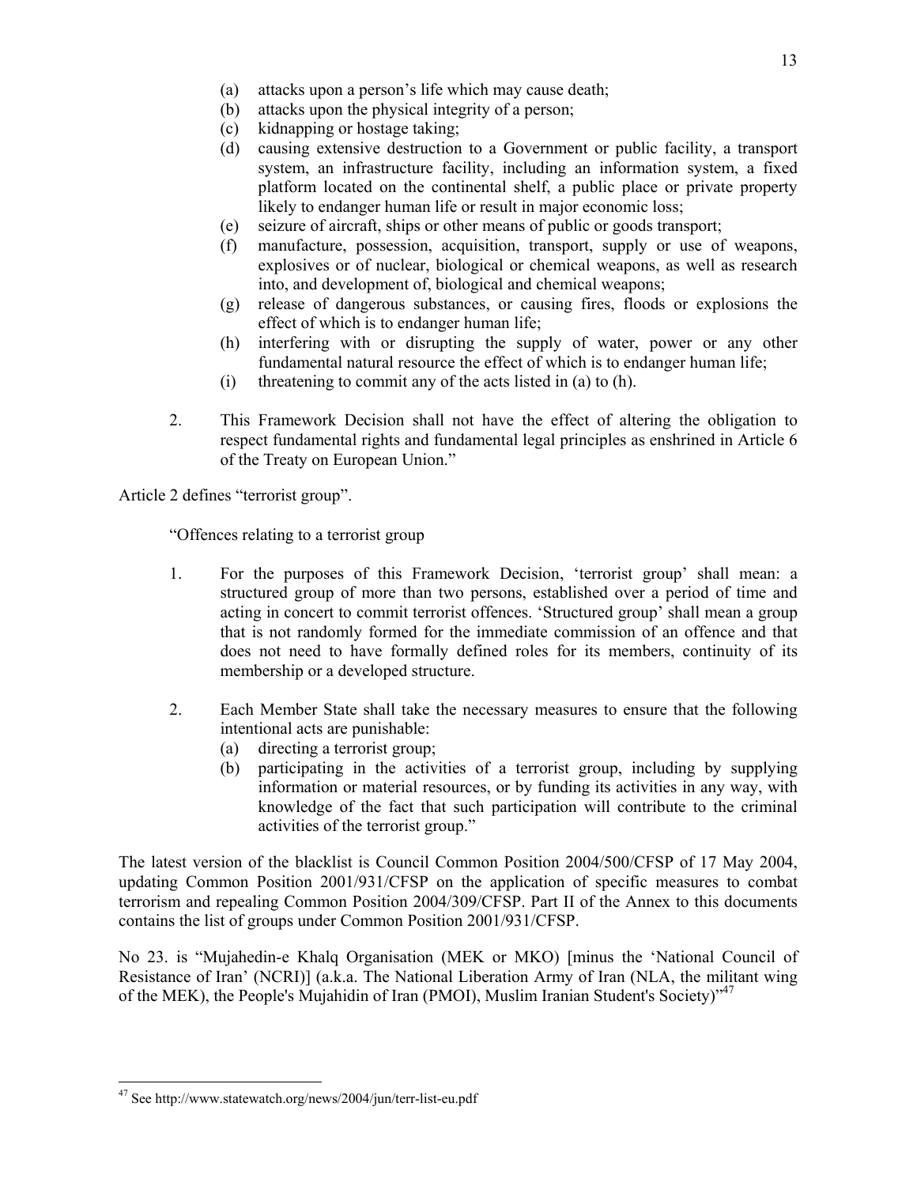(a) attacks upon a person's life which may cause death;
(b) attacks upon the physical integrity of a person;
(c) kidnapping or hostage taking;
(d) causing extensive destruction to a Government or public facility, a transport system, an infrastructure facility, including an information system, a fixed platform located on the continental shelf, a public place or private property likely to endanger human life or result in major economic loss;
(e) seizure of aircraft, ships or other means of public or goods transport;
(f) manufacture, possession, acquisition, transport, supply or use of weapons, explosives or of nuclear, biological or chemical weapons, as well as research into, and development of, biological and chemical weapons;
(g) release of dangerous substances, or causing fires, floods or explosions the effect of which is to endanger human life;
(h) interfering with or disrupting the supply of water, power or any other fundamental natural resource the effect of which is to endanger human life;
(i) threatening to commit any of the acts listed in (a) to (h).

2. This Framework Decision shall not have the effect of altering the obligation to respect fundamental rights and fundamental legal principles as enshrined in Article 6 of the Treaty on European Union."

Article 2 defines "terrorist group".

> "Offences relating to a terrorist group
>
> 1. For the purposes of this Framework Decision, 'terrorist group' shall mean: a structured group of more than two persons, established over a period of time and acting in concert to commit terrorist offences. 'Structured group' shall mean a group that is not randomly formed for the immediate commission of an offence and that does not need to have formally defined roles for its members, continuity of its membership or a developed structure.
>
> 2. Each Member State shall take the necessary measures to ensure that the following intentional acts are punishable:
>    (a) directing a terrorist group;
>    (b) participating in the activities of a terrorist group, including by supplying information or material resources, or by funding its activities in any way, with knowledge of the fact that such participation will contribute to the criminal activities of the terrorist group."

The latest version of the blacklist is Council Common Position 2004/500/CFSP of 17 May 2004, updating Common Position 2001/931/CFSP on the application of specific measures to combat terrorism and repealing Common Position 2004/309/CFSP. Part II of the Annex to this documents contains the list of groups under Common Position 2001/931/CFSP.

No 23. is "Mujahedin-e Khalq Organisation (MEK or MKO) [minus the 'National Council of Resistance of Iran' (NCRI)] (a.k.a. The National Liberation Army of Iran (NLA, the militant wing of the MEK), the People's Mujahidin of Iran (PMOI), Muslim Iranian Student's Society)"[47]

---

[47] See http://www.statewatch.org/news/2004/jun/terr-list-eu.pdf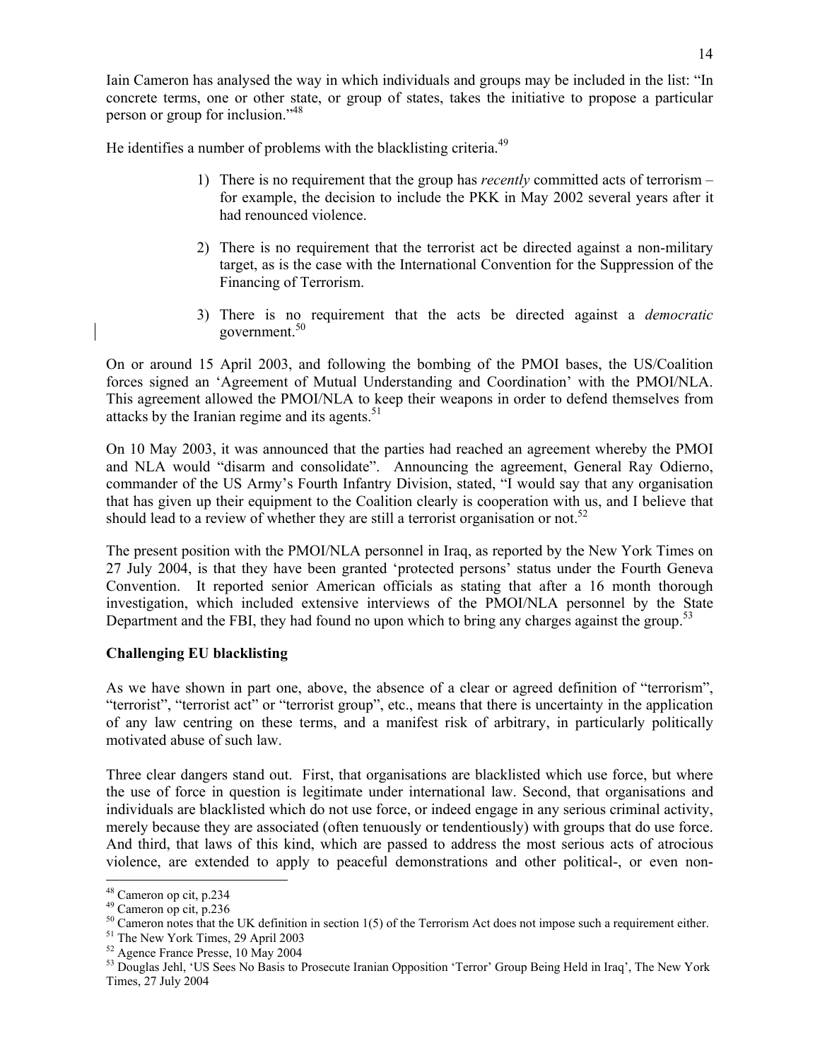Iain Cameron has analysed the way in which individuals and groups may be included in the list: "In concrete terms, one or other state, or group of states, takes the initiative to propose a particular person or group for inclusion."[48]

He identifies a number of problems with the blacklisting criteria.[49]

1) There is no requirement that the group has *recently* committed acts of terrorism – for example, the decision to include the PKK in May 2002 several years after it had renounced violence.

2) There is no requirement that the terrorist act be directed against a non-military target, as is the case with the International Convention for the Suppression of the Financing of Terrorism.

3) There is no requirement that the acts be directed against a *democratic* government.[50]

On or around 15 April 2003, and following the bombing of the PMOI bases, the US/Coalition forces signed an 'Agreement of Mutual Understanding and Coordination' with the PMOI/NLA. This agreement allowed the PMOI/NLA to keep their weapons in order to defend themselves from attacks by the Iranian regime and its agents.[51]

On 10 May 2003, it was announced that the parties had reached an agreement whereby the PMOI and NLA would "disarm and consolidate". Announcing the agreement, General Ray Odierno, commander of the US Army's Fourth Infantry Division, stated, "I would say that any organisation that has given up their equipment to the Coalition clearly is cooperation with us, and I believe that should lead to a review of whether they are still a terrorist organisation or not.[52]

The present position with the PMOI/NLA personnel in Iraq, as reported by the New York Times on 27 July 2004, is that they have been granted 'protected persons' status under the Fourth Geneva Convention. It reported senior American officials as stating that after a 16 month thorough investigation, which included extensive interviews of the PMOI/NLA personnel by the State Department and the FBI, they had found no upon which to bring any charges against the group.[53]

**Challenging EU blacklisting**

As we have shown in part one, above, the absence of a clear or agreed definition of "terrorism", "terrorist", "terrorist act" or "terrorist group", etc., means that there is uncertainty in the application of any law centring on these terms, and a manifest risk of arbitrary, in particularly politically motivated abuse of such law.

Three clear dangers stand out. First, that organisations are blacklisted which use force, but where the use of force in question is legitimate under international law. Second, that organisations and individuals are blacklisted which do not use force, or indeed engage in any serious criminal activity, merely because they are associated (often tenuously or tendentiously) with groups that do use force. And third, that laws of this kind, which are passed to address the most serious acts of atrocious violence, are extended to apply to peaceful demonstrations and other political-, or even non-

---

[48] Cameron op cit, p.234

[49] Cameron op cit, p.236

[50] Cameron notes that the UK definition in section 1(5) of the Terrorism Act does not impose such a requirement either.

[51] The New York Times, 29 April 2003

[52] Agence France Presse, 10 May 2004

[53] Douglas Jehl, 'US Sees No Basis to Prosecute Iranian Opposition 'Terror' Group Being Held in Iraq', The New York Times, 27 July 2004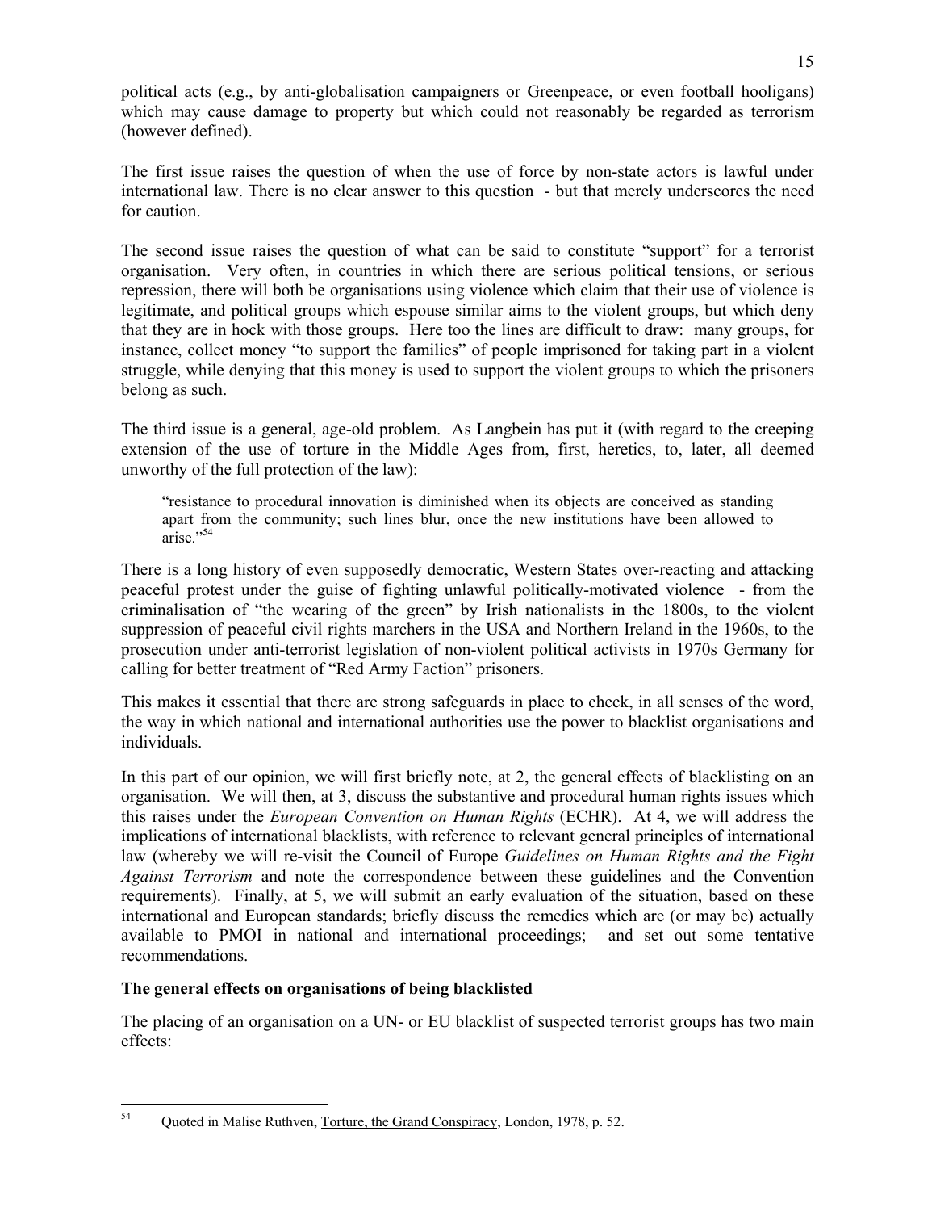political acts (e.g., by anti-globalisation campaigners or Greenpeace, or even football hooligans) which may cause damage to property but which could not reasonably be regarded as terrorism (however defined).

The first issue raises the question of when the use of force by non-state actors is lawful under international law. There is no clear answer to this question - but that merely underscores the need for caution.

The second issue raises the question of what can be said to constitute "support" for a terrorist organisation. Very often, in countries in which there are serious political tensions, or serious repression, there will both be organisations using violence which claim that their use of violence is legitimate, and political groups which espouse similar aims to the violent groups, but which deny that they are in hock with those groups. Here too the lines are difficult to draw: many groups, for instance, collect money "to support the families" of people imprisoned for taking part in a violent struggle, while denying that this money is used to support the violent groups to which the prisoners belong as such.

The third issue is a general, age-old problem. As Langbein has put it (with regard to the creeping extension of the use of torture in the Middle Ages from, first, heretics, to, later, all deemed unworthy of the full protection of the law):

> "resistance to procedural innovation is diminished when its objects are conceived as standing apart from the community; such lines blur, once the new institutions have been allowed to arise."[54]

There is a long history of even supposedly democratic, Western States over-reacting and attacking peaceful protest under the guise of fighting unlawful politically-motivated violence - from the criminalisation of "the wearing of the green" by Irish nationalists in the 1800s, to the violent suppression of peaceful civil rights marchers in the USA and Northern Ireland in the 1960s, to the prosecution under anti-terrorist legislation of non-violent political activists in 1970s Germany for calling for better treatment of "Red Army Faction" prisoners.

This makes it essential that there are strong safeguards in place to check, in all senses of the word, the way in which national and international authorities use the power to blacklist organisations and individuals.

In this part of our opinion, we will first briefly note, at 2, the general effects of blacklisting on an organisation. We will then, at 3, discuss the substantive and procedural human rights issues which this raises under the *European Convention on Human Rights* (ECHR). At 4, we will address the implications of international blacklists, with reference to relevant general principles of international law (whereby we will re-visit the Council of Europe *Guidelines on Human Rights and the Fight Against Terrorism* and note the correspondence between these guidelines and the Convention requirements). Finally, at 5, we will submit an early evaluation of the situation, based on these international and European standards; briefly discuss the remedies which are (or may be) actually available to PMOI in national and international proceedings; and set out some tentative recommendations.

**The general effects on organisations of being blacklisted**

The placing of an organisation on a UN- or EU blacklist of suspected terrorist groups has two main effects:

---

[54] Quoted in Malise Ruthven, Torture, the Grand Conspiracy, London, 1978, p. 52.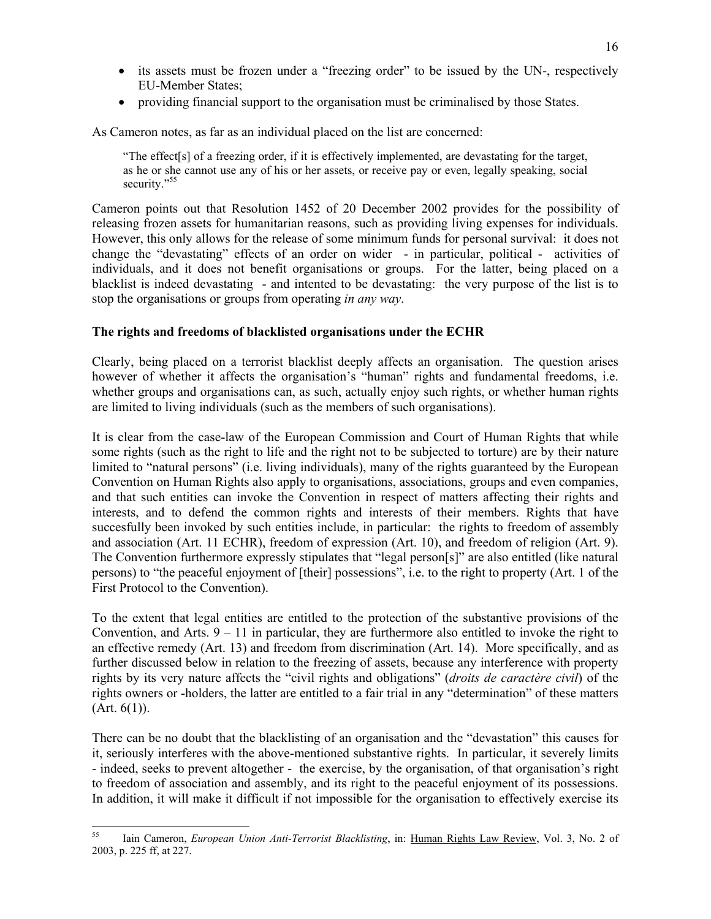- its assets must be frozen under a "freezing order" to be issued by the UN-, respectively EU-Member States;
- providing financial support to the organisation must be criminalised by those States.

As Cameron notes, as far as an individual placed on the list are concerned:

> "The effect[s] of a freezing order, if it is effectively implemented, are devastating for the target, as he or she cannot use any of his or her assets, or receive pay or even, legally speaking, social security."[55]

Cameron points out that Resolution 1452 of 20 December 2002 provides for the possibility of releasing frozen assets for humanitarian reasons, such as providing living expenses for individuals. However, this only allows for the release of some minimum funds for personal survival: it does not change the "devastating" effects of an order on wider - in particular, political - activities of individuals, and it does not benefit organisations or groups. For the latter, being placed on a blacklist is indeed devastating - and intented to be devastating: the very purpose of the list is to stop the organisations or groups from operating *in any way*.

**The rights and freedoms of blacklisted organisations under the ECHR**

Clearly, being placed on a terrorist blacklist deeply affects an organisation. The question arises however of whether it affects the organisation's "human" rights and fundamental freedoms, i.e. whether groups and organisations can, as such, actually enjoy such rights, or whether human rights are limited to living individuals (such as the members of such organisations).

It is clear from the case-law of the European Commission and Court of Human Rights that while some rights (such as the right to life and the right not to be subjected to torture) are by their nature limited to "natural persons" (i.e. living individuals), many of the rights guaranteed by the European Convention on Human Rights also apply to organisations, associations, groups and even companies, and that such entities can invoke the Convention in respect of matters affecting their rights and interests, and to defend the common rights and interests of their members. Rights that have succesfully been invoked by such entities include, in particular: the rights to freedom of assembly and association (Art. 11 ECHR), freedom of expression (Art. 10), and freedom of religion (Art. 9). The Convention furthermore expressly stipulates that "legal person[s]" are also entitled (like natural persons) to "the peaceful enjoyment of [their] possessions", i.e. to the right to property (Art. 1 of the First Protocol to the Convention).

To the extent that legal entities are entitled to the protection of the substantive provisions of the Convention, and Arts. 9 – 11 in particular, they are furthermore also entitled to invoke the right to an effective remedy (Art. 13) and freedom from discrimination (Art. 14). More specifically, and as further discussed below in relation to the freezing of assets, because any interference with property rights by its very nature affects the "civil rights and obligations" (*droits de caractère civil*) of the rights owners or -holders, the latter are entitled to a fair trial in any "determination" of these matters (Art. 6(1)).

There can be no doubt that the blacklisting of an organisation and the "devastation" this causes for it, seriously interferes with the above-mentioned substantive rights. In particular, it severely limits - indeed, seeks to prevent altogether - the exercise, by the organisation, of that organisation's right to freedom of association and assembly, and its right to the peaceful enjoyment of its possessions. In addition, it will make it difficult if not impossible for the organisation to effectively exercise its

---

[55] Iain Cameron, *European Union Anti-Terrorist Blacklisting*, in: Human Rights Law Review, Vol. 3, No. 2 of 2003, p. 225 ff, at 227.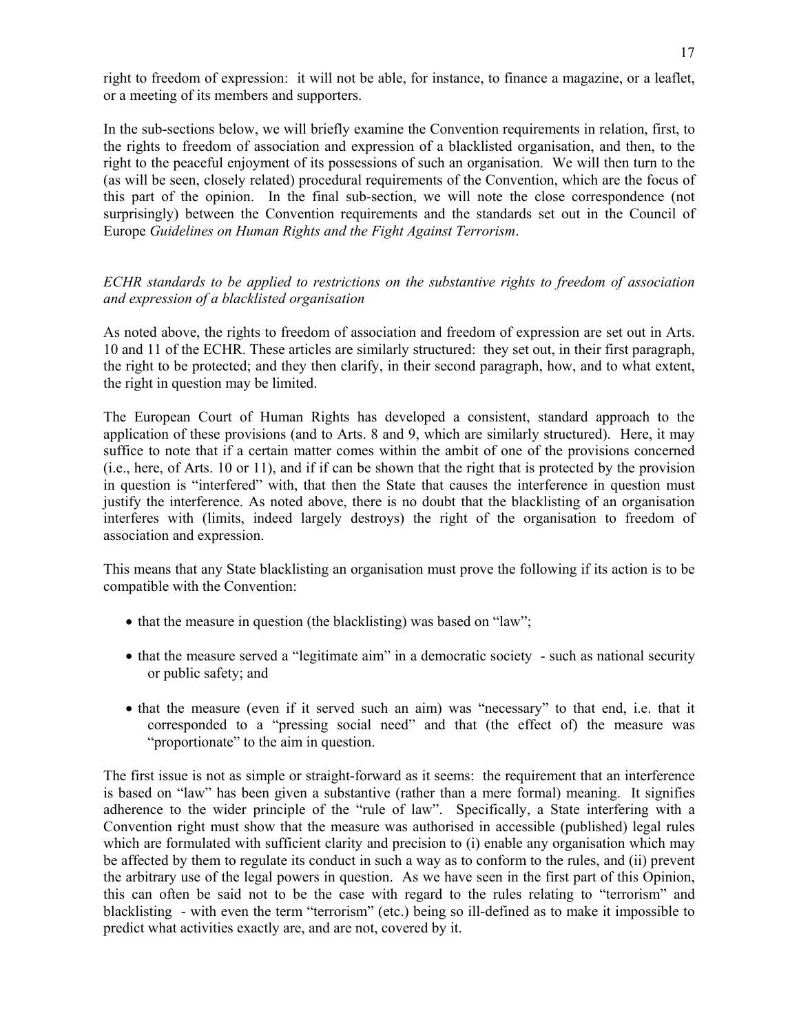right to freedom of expression: it will not be able, for instance, to finance a magazine, or a leaflet, or a meeting of its members and supporters.

In the sub-sections below, we will briefly examine the Convention requirements in relation, first, to the rights to freedom of association and expression of a blacklisted organisation, and then, to the right to the peaceful enjoyment of its possessions of such an organisation. We will then turn to the (as will be seen, closely related) procedural requirements of the Convention, which are the focus of this part of the opinion. In the final sub-section, we will note the close correspondence (not surprisingly) between the Convention requirements and the standards set out in the Council of Europe *Guidelines on Human Rights and the Fight Against Terrorism*.

*ECHR standards to be applied to restrictions on the substantive rights to freedom of association and expression of a blacklisted organisation*

As noted above, the rights to freedom of association and freedom of expression are set out in Arts. 10 and 11 of the ECHR. These articles are similarly structured: they set out, in their first paragraph, the right to be protected; and they then clarify, in their second paragraph, how, and to what extent, the right in question may be limited.

The European Court of Human Rights has developed a consistent, standard approach to the application of these provisions (and to Arts. 8 and 9, which are similarly structured). Here, it may suffice to note that if a certain matter comes within the ambit of one of the provisions concerned (i.e., here, of Arts. 10 or 11), and if if can be shown that the right that is protected by the provision in question is "interfered" with, that then the State that causes the interference in question must justify the interference. As noted above, there is no doubt that the blacklisting of an organisation interferes with (limits, indeed largely destroys) the right of the organisation to freedom of association and expression.

This means that any State blacklisting an organisation must prove the following if its action is to be compatible with the Convention:

- that the measure in question (the blacklisting) was based on "law";
- that the measure served a "legitimate aim" in a democratic society - such as national security or public safety; and
- that the measure (even if it served such an aim) was "necessary" to that end, i.e. that it corresponded to a "pressing social need" and that (the effect of) the measure was "proportionate" to the aim in question.

The first issue is not as simple or straight-forward as it seems: the requirement that an interference is based on "law" has been given a substantive (rather than a mere formal) meaning. It signifies adherence to the wider principle of the "rule of law". Specifically, a State interfering with a Convention right must show that the measure was authorised in accessible (published) legal rules which are formulated with sufficient clarity and precision to (i) enable any organisation which may be affected by them to regulate its conduct in such a way as to conform to the rules, and (ii) prevent the arbitrary use of the legal powers in question. As we have seen in the first part of this Opinion, this can often be said not to be the case with regard to the rules relating to "terrorism" and blacklisting - with even the term "terrorism" (etc.) being so ill-defined as to make it impossible to predict what activities exactly are, and are not, covered by it.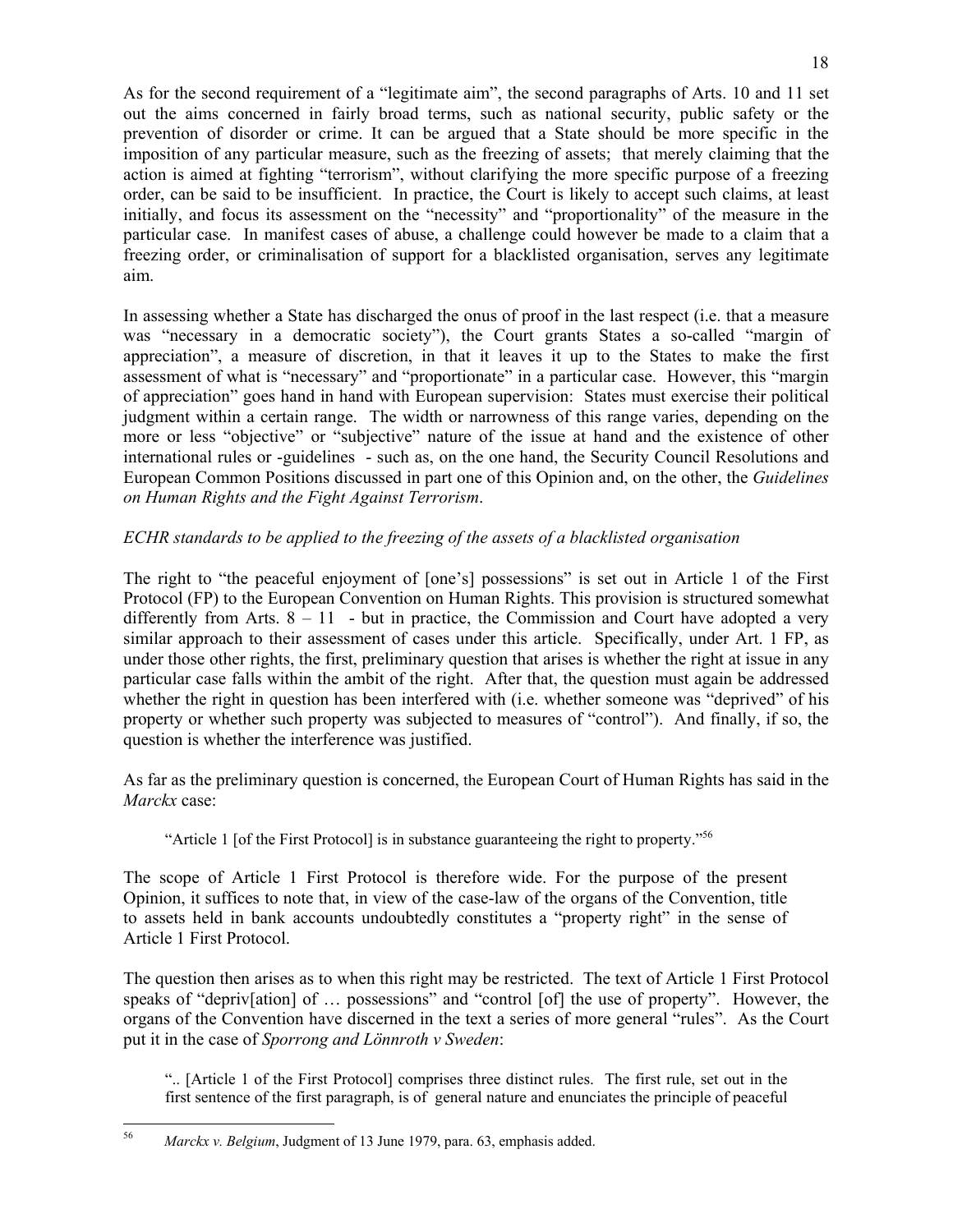As for the second requirement of a "legitimate aim", the second paragraphs of Arts. 10 and 11 set out the aims concerned in fairly broad terms, such as national security, public safety or the prevention of disorder or crime. It can be argued that a State should be more specific in the imposition of any particular measure, such as the freezing of assets; that merely claiming that the action is aimed at fighting "terrorism", without clarifying the more specific purpose of a freezing order, can be said to be insufficient. In practice, the Court is likely to accept such claims, at least initially, and focus its assessment on the "necessity" and "proportionality" of the measure in the particular case. In manifest cases of abuse, a challenge could however be made to a claim that a freezing order, or criminalisation of support for a blacklisted organisation, serves any legitimate aim.

In assessing whether a State has discharged the onus of proof in the last respect (i.e. that a measure was "necessary in a democratic society"), the Court grants States a so-called "margin of appreciation", a measure of discretion, in that it leaves it up to the States to make the first assessment of what is "necessary" and "proportionate" in a particular case. However, this "margin of appreciation" goes hand in hand with European supervision: States must exercise their political judgment within a certain range. The width or narrowness of this range varies, depending on the more or less "objective" or "subjective" nature of the issue at hand and the existence of other international rules or -guidelines - such as, on the one hand, the Security Council Resolutions and European Common Positions discussed in part one of this Opinion and, on the other, the *Guidelines on Human Rights and the Fight Against Terrorism*.

*ECHR standards to be applied to the freezing of the assets of a blacklisted organisation*

The right to "the peaceful enjoyment of [one's] possessions" is set out in Article 1 of the First Protocol (FP) to the European Convention on Human Rights. This provision is structured somewhat differently from Arts. 8 – 11 - but in practice, the Commission and Court have adopted a very similar approach to their assessment of cases under this article. Specifically, under Art. 1 FP, as under those other rights, the first, preliminary question that arises is whether the right at issue in any particular case falls within the ambit of the right. After that, the question must again be addressed whether the right in question has been interfered with (i.e. whether someone was "deprived" of his property or whether such property was subjected to measures of "control"). And finally, if so, the question is whether the interference was justified.

As far as the preliminary question is concerned, the European Court of Human Rights has said in the *Marckx* case:

> "Article 1 [of the First Protocol] is in substance guaranteeing the right to property."[56]

The scope of Article 1 First Protocol is therefore wide. For the purpose of the present Opinion, it suffices to note that, in view of the case-law of the organs of the Convention, title to assets held in bank accounts undoubtedly constitutes a "property right" in the sense of Article 1 First Protocol.

The question then arises as to when this right may be restricted. The text of Article 1 First Protocol speaks of "depriv[ation] of … possessions" and "control [of] the use of property". However, the organs of the Convention have discerned in the text a series of more general "rules". As the Court put it in the case of *Sporrong and Lönnroth v Sweden*:

> ".. [Article 1 of the First Protocol] comprises three distinct rules. The first rule, set out in the first sentence of the first paragraph, is of general nature and enunciates the principle of peaceful

---

[56] *Marckx v. Belgium*, Judgment of 13 June 1979, para. 63, emphasis added.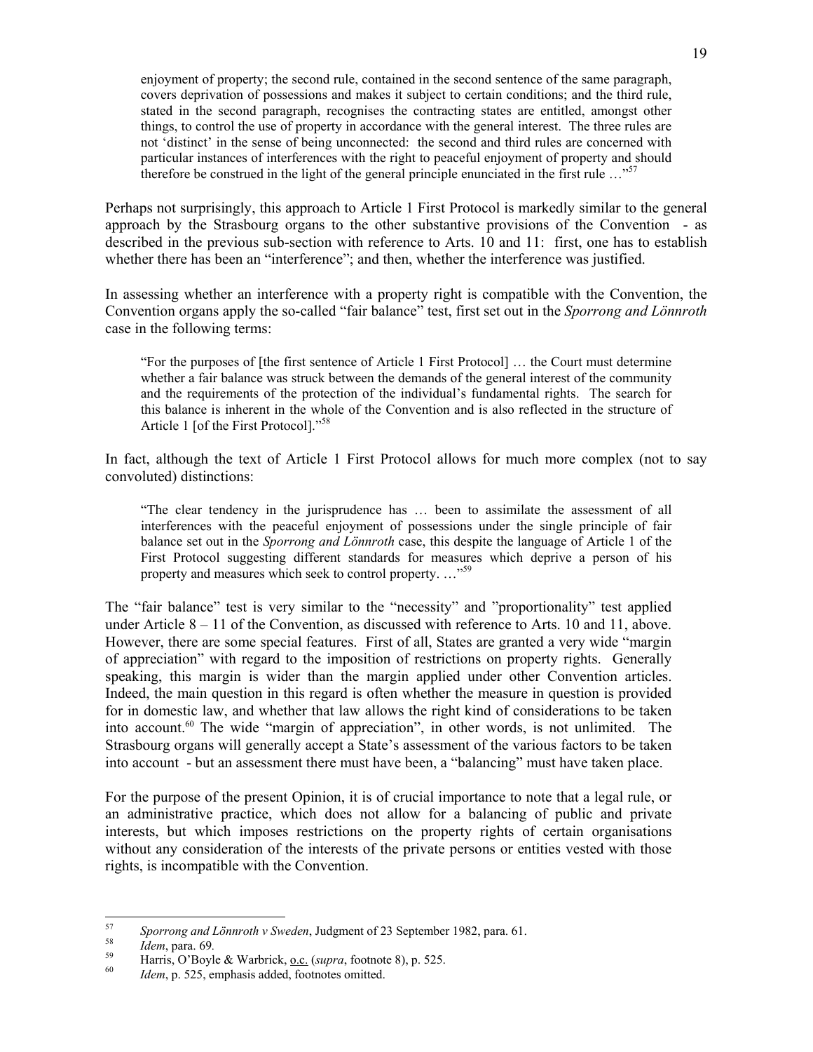> enjoyment of property; the second rule, contained in the second sentence of the same paragraph, covers deprivation of possessions and makes it subject to certain conditions; and the third rule, stated in the second paragraph, recognises the contracting states are entitled, amongst other things, to control the use of property in accordance with the general interest. The three rules are not 'distinct' in the sense of being unconnected: the second and third rules are concerned with particular instances of interferences with the right to peaceful enjoyment of property and should therefore be construed in the light of the general principle enunciated in the first rule …"[57]

Perhaps not surprisingly, this approach to Article 1 First Protocol is markedly similar to the general approach by the Strasbourg organs to the other substantive provisions of the Convention - as described in the previous sub-section with reference to Arts. 10 and 11: first, one has to establish whether there has been an "interference"; and then, whether the interference was justified.

In assessing whether an interference with a property right is compatible with the Convention, the Convention organs apply the so-called "fair balance" test, first set out in the *Sporrong and Lönnroth* case in the following terms:

> "For the purposes of [the first sentence of Article 1 First Protocol] … the Court must determine whether a fair balance was struck between the demands of the general interest of the community and the requirements of the protection of the individual's fundamental rights. The search for this balance is inherent in the whole of the Convention and is also reflected in the structure of Article 1 [of the First Protocol]."[58]

In fact, although the text of Article 1 First Protocol allows for much more complex (not to say convoluted) distinctions:

> "The clear tendency in the jurisprudence has … been to assimilate the assessment of all interferences with the peaceful enjoyment of possessions under the single principle of fair balance set out in the *Sporrong and Lönnroth* case, this despite the language of Article 1 of the First Protocol suggesting different standards for measures which deprive a person of his property and measures which seek to control property. …"[59]

The "fair balance" test is very similar to the "necessity" and "proportionality" test applied under Article 8 – 11 of the Convention, as discussed with reference to Arts. 10 and 11, above. However, there are some special features. First of all, States are granted a very wide "margin of appreciation" with regard to the imposition of restrictions on property rights. Generally speaking, this margin is wider than the margin applied under other Convention articles. Indeed, the main question in this regard is often whether the measure in question is provided for in domestic law, and whether that law allows the right kind of considerations to be taken into account.[60] The wide "margin of appreciation", in other words, is not unlimited. The Strasbourg organs will generally accept a State's assessment of the various factors to be taken into account - but an assessment there must have been, a "balancing" must have taken place.

For the purpose of the present Opinion, it is of crucial importance to note that a legal rule, or an administrative practice, which does not allow for a balancing of public and private interests, but which imposes restrictions on the property rights of certain organisations without any consideration of the interests of the private persons or entities vested with those rights, is incompatible with the Convention.

---

[57] *Sporrong and Lönnroth v Sweden*, Judgment of 23 September 1982, para. 61.

[58] *Idem*, para. 69.

[59] Harris, O'Boyle & Warbrick, o.c. (*supra*, footnote 8), p. 525.

[60] *Idem*, p. 525, emphasis added, footnotes omitted.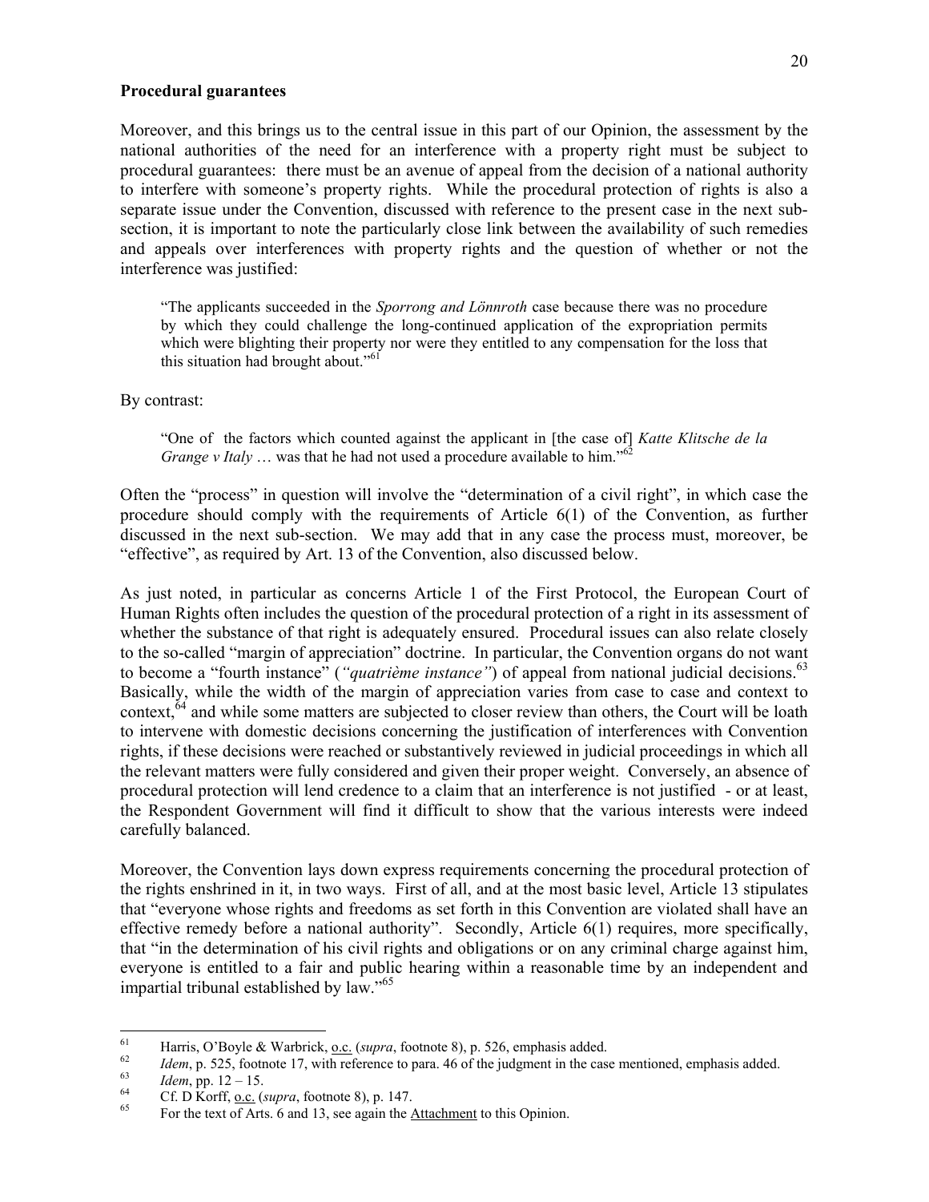**Procedural guarantees**

Moreover, and this brings us to the central issue in this part of our Opinion, the assessment by the national authorities of the need for an interference with a property right must be subject to procedural guarantees: there must be an avenue of appeal from the decision of a national authority to interfere with someone's property rights. While the procedural protection of rights is also a separate issue under the Convention, discussed with reference to the present case in the next sub-section, it is important to note the particularly close link between the availability of such remedies and appeals over interferences with property rights and the question of whether or not the interference was justified:

> "The applicants succeeded in the *Sporrong and Lönnroth* case because there was no procedure by which they could challenge the long-continued application of the expropriation permits which were blighting their property nor were they entitled to any compensation for the loss that this situation had brought about."[61]

By contrast:

> "One of the factors which counted against the applicant in [the case of] *Katte Klitsche de la Grange v Italy* … was that he had not used a procedure available to him."[62]

Often the "process" in question will involve the "determination of a civil right", in which case the procedure should comply with the requirements of Article 6(1) of the Convention, as further discussed in the next sub-section. We may add that in any case the process must, moreover, be "effective", as required by Art. 13 of the Convention, also discussed below.

As just noted, in particular as concerns Article 1 of the First Protocol, the European Court of Human Rights often includes the question of the procedural protection of a right in its assessment of whether the substance of that right is adequately ensured. Procedural issues can also relate closely to the so-called "margin of appreciation" doctrine. In particular, the Convention organs do not want to become a "fourth instance" (*"quatrième instance"*) of appeal from national judicial decisions.[63] Basically, while the width of the margin of appreciation varies from case to case and context to context,[64] and while some matters are subjected to closer review than others, the Court will be loath to intervene with domestic decisions concerning the justification of interferences with Convention rights, if these decisions were reached or substantively reviewed in judicial proceedings in which all the relevant matters were fully considered and given their proper weight. Conversely, an absence of procedural protection will lend credence to a claim that an interference is not justified - or at least, the Respondent Government will find it difficult to show that the various interests were indeed carefully balanced.

Moreover, the Convention lays down express requirements concerning the procedural protection of the rights enshrined in it, in two ways. First of all, and at the most basic level, Article 13 stipulates that "everyone whose rights and freedoms as set forth in this Convention are violated shall have an effective remedy before a national authority". Secondly, Article 6(1) requires, more specifically, that "in the determination of his civil rights and obligations or on any criminal charge against him, everyone is entitled to a fair and public hearing within a reasonable time by an independent and impartial tribunal established by law."[65]

---

[61] Harris, O'Boyle & Warbrick, o.c. (*supra*, footnote 8), p. 526, emphasis added.

[62] *Idem*, p. 525, footnote 17, with reference to para. 46 of the judgment in the case mentioned, emphasis added.

[63] *Idem*, pp. 12 – 15.

[64] Cf. D Korff, o.c. (*supra*, footnote 8), p. 147.

[65] For the text of Arts. 6 and 13, see again the Attachment to this Opinion.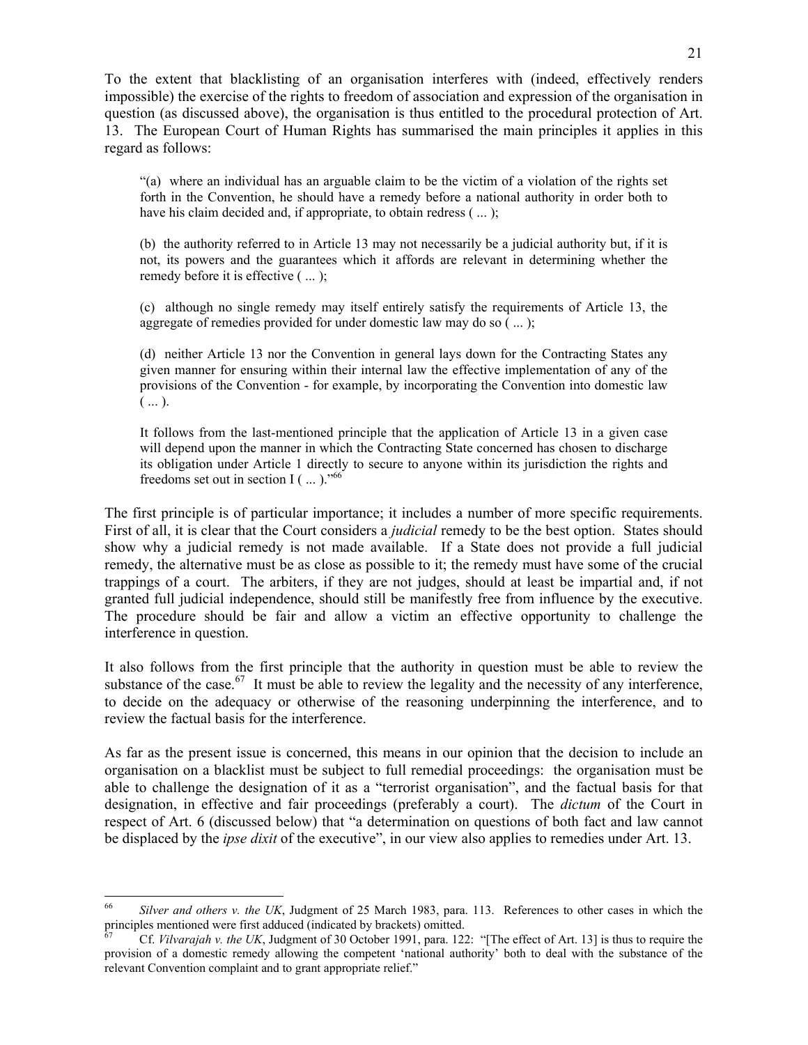To the extent that blacklisting of an organisation interferes with (indeed, effectively renders impossible) the exercise of the rights to freedom of association and expression of the organisation in question (as discussed above), the organisation is thus entitled to the procedural protection of Art. 13. The European Court of Human Rights has summarised the main principles it applies in this regard as follows:

> "(a) where an individual has an arguable claim to be the victim of a violation of the rights set forth in the Convention, he should have a remedy before a national authority in order both to have his claim decided and, if appropriate, to obtain redress ( ... );
>
> (b) the authority referred to in Article 13 may not necessarily be a judicial authority but, if it is not, its powers and the guarantees which it affords are relevant in determining whether the remedy before it is effective ( ... );
>
> (c) although no single remedy may itself entirely satisfy the requirements of Article 13, the aggregate of remedies provided for under domestic law may do so ( ... );
>
> (d) neither Article 13 nor the Convention in general lays down for the Contracting States any given manner for ensuring within their internal law the effective implementation of any of the provisions of the Convention - for example, by incorporating the Convention into domestic law ( ... ).
>
> It follows from the last-mentioned principle that the application of Article 13 in a given case will depend upon the manner in which the Contracting State concerned has chosen to discharge its obligation under Article 1 directly to secure to anyone within its jurisdiction the rights and freedoms set out in section I ( ... )."[66]

The first principle is of particular importance; it includes a number of more specific requirements. First of all, it is clear that the Court considers a *judicial* remedy to be the best option. States should show why a judicial remedy is not made available. If a State does not provide a full judicial remedy, the alternative must be as close as possible to it; the remedy must have some of the crucial trappings of a court. The arbiters, if they are not judges, should at least be impartial and, if not granted full judicial independence, should still be manifestly free from influence by the executive. The procedure should be fair and allow a victim an effective opportunity to challenge the interference in question.

It also follows from the first principle that the authority in question must be able to review the substance of the case.[67] It must be able to review the legality and the necessity of any interference, to decide on the adequacy or otherwise of the reasoning underpinning the interference, and to review the factual basis for the interference.

As far as the present issue is concerned, this means in our opinion that the decision to include an organisation on a blacklist must be subject to full remedial proceedings: the organisation must be able to challenge the designation of it as a "terrorist organisation", and the factual basis for that designation, in effective and fair proceedings (preferably a court). The *dictum* of the Court in respect of Art. 6 (discussed below) that "a determination on questions of both fact and law cannot be displaced by the *ipse dixit* of the executive", in our view also applies to remedies under Art. 13.

---

[66] *Silver and others v. the UK*, Judgment of 25 March 1983, para. 113. References to other cases in which the principles mentioned were first adduced (indicated by brackets) omitted.

[67] Cf. *Vilvarajah v. the UK*, Judgment of 30 October 1991, para. 122: "[The effect of Art. 13] is thus to require the provision of a domestic remedy allowing the competent 'national authority' both to deal with the substance of the relevant Convention complaint and to grant appropriate relief."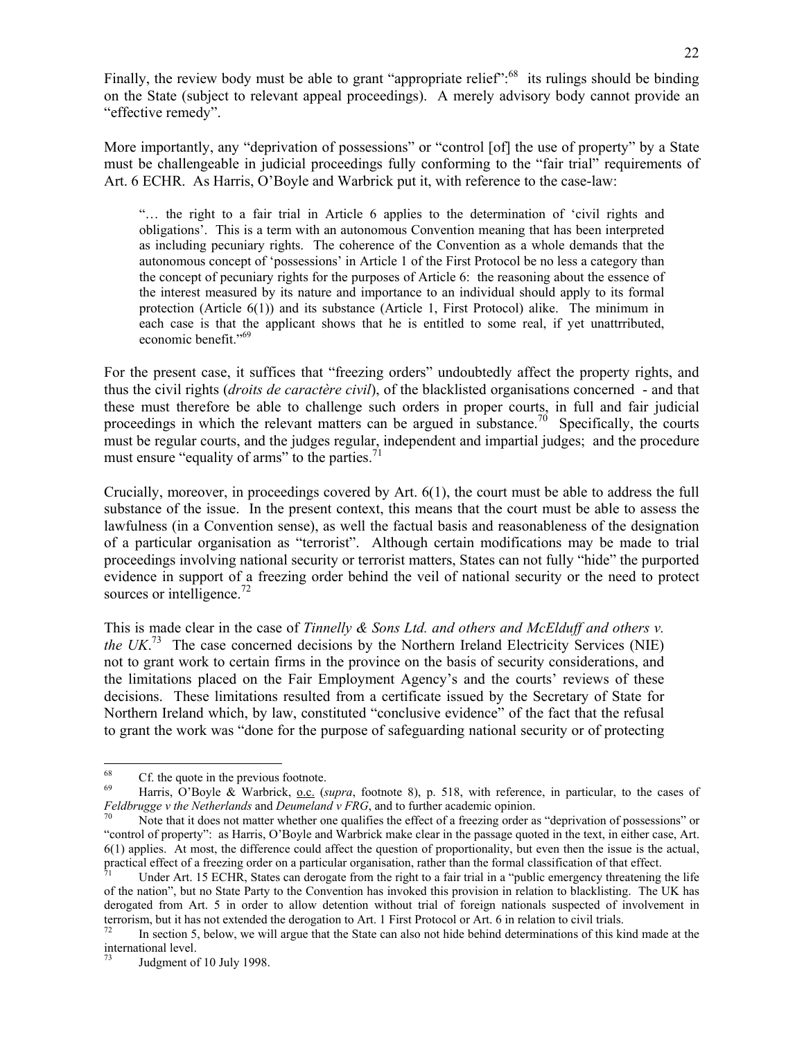Finally, the review body must be able to grant "appropriate relief":[68] its rulings should be binding on the State (subject to relevant appeal proceedings). A merely advisory body cannot provide an "effective remedy".

More importantly, any "deprivation of possessions" or "control [of] the use of property" by a State must be challengeable in judicial proceedings fully conforming to the "fair trial" requirements of Art. 6 ECHR. As Harris, O'Boyle and Warbrick put it, with reference to the case-law:

> "… the right to a fair trial in Article 6 applies to the determination of 'civil rights and obligations'. This is a term with an autonomous Convention meaning that has been interpreted as including pecuniary rights. The coherence of the Convention as a whole demands that the autonomous concept of 'possessions' in Article 1 of the First Protocol be no less a category than the concept of pecuniary rights for the purposes of Article 6: the reasoning about the essence of the interest measured by its nature and importance to an individual should apply to its formal protection (Article 6(1)) and its substance (Article 1, First Protocol) alike. The minimum in each case is that the applicant shows that he is entitled to some real, if yet unattrributed, economic benefit."[69]

For the present case, it suffices that "freezing orders" undoubtedly affect the property rights, and thus the civil rights (*droits de caractère civil*), of the blacklisted organisations concerned - and that these must therefore be able to challenge such orders in proper courts, in full and fair judicial proceedings in which the relevant matters can be argued in substance.[70] Specifically, the courts must be regular courts, and the judges regular, independent and impartial judges; and the procedure must ensure "equality of arms" to the parties.[71]

Crucially, moreover, in proceedings covered by Art. 6(1), the court must be able to address the full substance of the issue. In the present context, this means that the court must be able to assess the lawfulness (in a Convention sense), as well the factual basis and reasonableness of the designation of a particular organisation as "terrorist". Although certain modifications may be made to trial proceedings involving national security or terrorist matters, States can not fully "hide" the purported evidence in support of a freezing order behind the veil of national security or the need to protect sources or intelligence.[72]

This is made clear in the case of *Tinnelly & Sons Ltd. and others and McElduff and others v. the UK*.[73] The case concerned decisions by the Northern Ireland Electricity Services (NIE) not to grant work to certain firms in the province on the basis of security considerations, and the limitations placed on the Fair Employment Agency's and the courts' reviews of these decisions. These limitations resulted from a certificate issued by the Secretary of State for Northern Ireland which, by law, constituted "conclusive evidence" of the fact that the refusal to grant the work was "done for the purpose of safeguarding national security or of protecting

---

[68] Cf. the quote in the previous footnote.

[69] Harris, O'Boyle & Warbrick, o.c. (*supra*, footnote 8), p. 518, with reference, in particular, to the cases of *Feldbrugge v the Netherlands* and *Deumeland v FRG*, and to further academic opinion.

[70] Note that it does not matter whether one qualifies the effect of a freezing order as "deprivation of possessions" or "control of property": as Harris, O'Boyle and Warbrick make clear in the passage quoted in the text, in either case, Art. 6(1) applies. At most, the difference could affect the question of proportionality, but even then the issue is the actual, practical effect of a freezing order on a particular organisation, rather than the formal classification of that effect.

[71] Under Art. 15 ECHR, States can derogate from the right to a fair trial in a "public emergency threatening the life of the nation", but no State Party to the Convention has invoked this provision in relation to blacklisting. The UK has derogated from Art. 5 in order to allow detention without trial of foreign nationals suspected of involvement in terrorism, but it has not extended the derogation to Art. 1 First Protocol or Art. 6 in relation to civil trials.

[72] In section 5, below, we will argue that the State can also not hide behind determinations of this kind made at the international level.

[73] Judgment of 10 July 1998.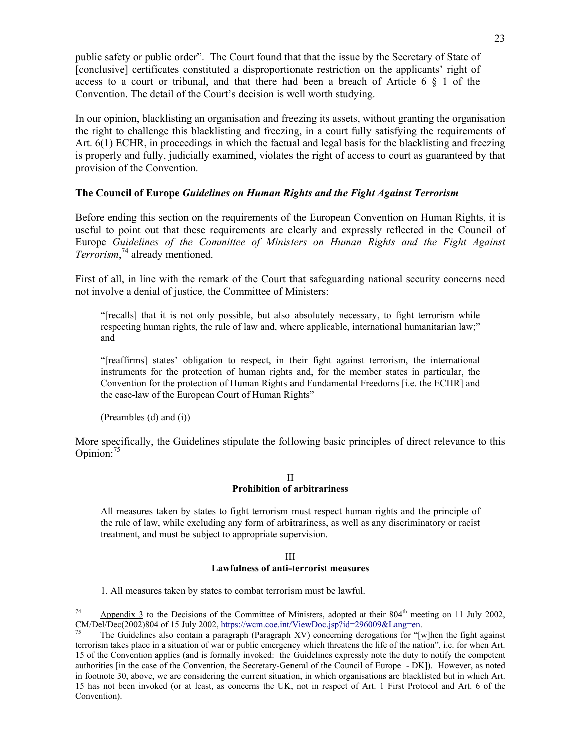public safety or public order". The Court found that that the issue by the Secretary of State of [conclusive] certificates constituted a disproportionate restriction on the applicants' right of access to a court or tribunal, and that there had been a breach of Article 6 § 1 of the Convention. The detail of the Court's decision is well worth studying.

In our opinion, blacklisting an organisation and freezing its assets, without granting the organisation the right to challenge this blacklisting and freezing, in a court fully satisfying the requirements of Art. 6(1) ECHR, in proceedings in which the factual and legal basis for the blacklisting and freezing is properly and fully, judicially examined, violates the right of access to court as guaranteed by that provision of the Convention.

### The Council of Europe *Guidelines on Human Rights and the Fight Against Terrorism*

Before ending this section on the requirements of the European Convention on Human Rights, it is useful to point out that these requirements are clearly and expressly reflected in the Council of Europe *Guidelines of the Committee of Ministers on Human Rights and the Fight Against Terrorism*,[74] already mentioned.

First of all, in line with the remark of the Court that safeguarding national security concerns need not involve a denial of justice, the Committee of Ministers:

> "[recalls] that it is not only possible, but also absolutely necessary, to fight terrorism while respecting human rights, the rule of law and, where applicable, international humanitarian law;" and
>
> "[reaffirms] states' obligation to respect, in their fight against terrorism, the international instruments for the protection of human rights and, for the member states in particular, the Convention for the protection of Human Rights and Fundamental Freedoms [i.e. the ECHR] and the case-law of the European Court of Human Rights"
>
> (Preambles (d) and (i))

More specifically, the Guidelines stipulate the following basic principles of direct relevance to this Opinion:[75]

> **II**
> **Prohibition of arbitrariness**
>
> All measures taken by states to fight terrorism must respect human rights and the principle of the rule of law, while excluding any form of arbitrariness, as well as any discriminatory or racist treatment, and must be subject to appropriate supervision.
>
> **III**
> **Lawfulness of anti-terrorist measures**
>
> 1. All measures taken by states to combat terrorism must be lawful.

---

[74] Appendix 3 to the Decisions of the Committee of Ministers, adopted at their 804th meeting on 11 July 2002, CM/Del/Dec(2002)804 of 15 July 2002, https://wcm.coe.int/ViewDoc.jsp?id=296009&Lang=en.

[75] The Guidelines also contain a paragraph (Paragraph XV) concerning derogations for "[w]hen the fight against terrorism takes place in a situation of war or public emergency which threatens the life of the nation", i.e. for when Art. 15 of the Convention applies (and is formally invoked: the Guidelines expressly note the duty to notify the competent authorities [in the case of the Convention, the Secretary-General of the Council of Europe - DK]). However, as noted in footnote 30, above, we are considering the current situation, in which organisations are blacklisted but in which Art. 15 has not been invoked (or at least, as concerns the UK, not in respect of Art. 1 First Protocol and Art. 6 of the Convention).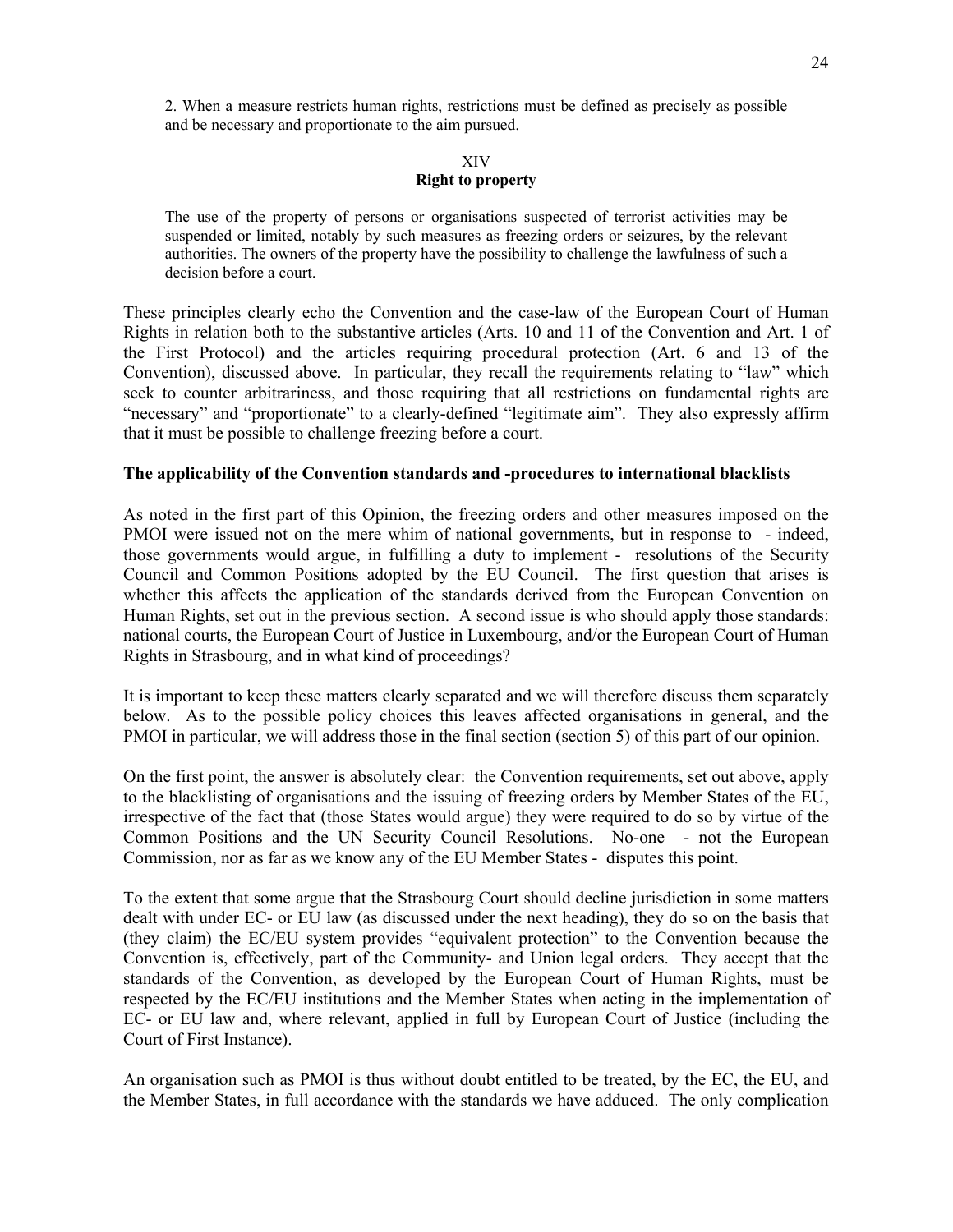> 2. When a measure restricts human rights, restrictions must be defined as precisely as possible and be necessary and proportionate to the aim pursued.

> XIV
> **Right to property**
>
> The use of the property of persons or organisations suspected of terrorist activities may be suspended or limited, notably by such measures as freezing orders or seizures, by the relevant authorities. The owners of the property have the possibility to challenge the lawfulness of such a decision before a court.

These principles clearly echo the Convention and the case-law of the European Court of Human Rights in relation both to the substantive articles (Arts. 10 and 11 of the Convention and Art. 1 of the First Protocol) and the articles requiring procedural protection (Art. 6 and 13 of the Convention), discussed above. In particular, they recall the requirements relating to "law" which seek to counter arbitrariness, and those requiring that all restrictions on fundamental rights are "necessary" and "proportionate" to a clearly-defined "legitimate aim". They also expressly affirm that it must be possible to challenge freezing before a court.

**The applicability of the Convention standards and -procedures to international blacklists**

As noted in the first part of this Opinion, the freezing orders and other measures imposed on the PMOI were issued not on the mere whim of national governments, but in response to - indeed, those governments would argue, in fulfilling a duty to implement - resolutions of the Security Council and Common Positions adopted by the EU Council. The first question that arises is whether this affects the application of the standards derived from the European Convention on Human Rights, set out in the previous section. A second issue is who should apply those standards: national courts, the European Court of Justice in Luxembourg, and/or the European Court of Human Rights in Strasbourg, and in what kind of proceedings?

It is important to keep these matters clearly separated and we will therefore discuss them separately below. As to the possible policy choices this leaves affected organisations in general, and the PMOI in particular, we will address those in the final section (section 5) of this part of our opinion.

On the first point, the answer is absolutely clear: the Convention requirements, set out above, apply to the blacklisting of organisations and the issuing of freezing orders by Member States of the EU, irrespective of the fact that (those States would argue) they were required to do so by virtue of the Common Positions and the UN Security Council Resolutions. No-one - not the European Commission, nor as far as we know any of the EU Member States - disputes this point.

To the extent that some argue that the Strasbourg Court should decline jurisdiction in some matters dealt with under EC- or EU law (as discussed under the next heading), they do so on the basis that (they claim) the EC/EU system provides "equivalent protection" to the Convention because the Convention is, effectively, part of the Community- and Union legal orders. They accept that the standards of the Convention, as developed by the European Court of Human Rights, must be respected by the EC/EU institutions and the Member States when acting in the implementation of EC- or EU law and, where relevant, applied in full by European Court of Justice (including the Court of First Instance).

An organisation such as PMOI is thus without doubt entitled to be treated, by the EC, the EU, and the Member States, in full accordance with the standards we have adduced. The only complication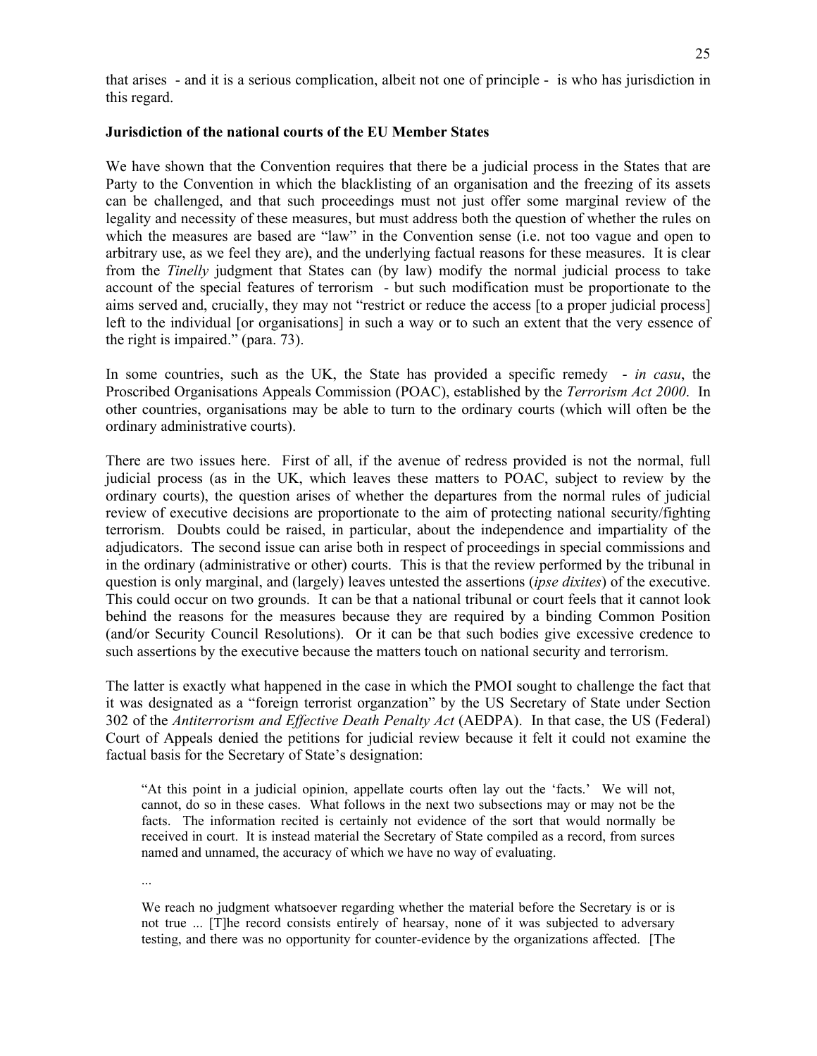that arises - and it is a serious complication, albeit not one of principle - is who has jurisdiction in this regard.

**Jurisdiction of the national courts of the EU Member States**

We have shown that the Convention requires that there be a judicial process in the States that are Party to the Convention in which the blacklisting of an organisation and the freezing of its assets can be challenged, and that such proceedings must not just offer some marginal review of the legality and necessity of these measures, but must address both the question of whether the rules on which the measures are based are "law" in the Convention sense (i.e. not too vague and open to arbitrary use, as we feel they are), and the underlying factual reasons for these measures. It is clear from the *Tinelly* judgment that States can (by law) modify the normal judicial process to take account of the special features of terrorism - but such modification must be proportionate to the aims served and, crucially, they may not "restrict or reduce the access [to a proper judicial process] left to the individual [or organisations] in such a way or to such an extent that the very essence of the right is impaired." (para. 73).

In some countries, such as the UK, the State has provided a specific remedy - *in casu*, the Proscribed Organisations Appeals Commission (POAC), established by the *Terrorism Act 2000*. In other countries, organisations may be able to turn to the ordinary courts (which will often be the ordinary administrative courts).

There are two issues here. First of all, if the avenue of redress provided is not the normal, full judicial process (as in the UK, which leaves these matters to POAC, subject to review by the ordinary courts), the question arises of whether the departures from the normal rules of judicial review of executive decisions are proportionate to the aim of protecting national security/fighting terrorism. Doubts could be raised, in particular, about the independence and impartiality of the adjudicators. The second issue can arise both in respect of proceedings in special commissions and in the ordinary (administrative or other) courts. This is that the review performed by the tribunal in question is only marginal, and (largely) leaves untested the assertions (*ipse dixites*) of the executive. This could occur on two grounds. It can be that a national tribunal or court feels that it cannot look behind the reasons for the measures because they are required by a binding Common Position (and/or Security Council Resolutions). Or it can be that such bodies give excessive credence to such assertions by the executive because the matters touch on national security and terrorism.

The latter is exactly what happened in the case in which the PMOI sought to challenge the fact that it was designated as a "foreign terrorist organzation" by the US Secretary of State under Section 302 of the *Antiterrorism and Effective Death Penalty Act* (AEDPA). In that case, the US (Federal) Court of Appeals denied the petitions for judicial review because it felt it could not examine the factual basis for the Secretary of State's designation:

> "At this point in a judicial opinion, appellate courts often lay out the 'facts.' We will not, cannot, do so in these cases. What follows in the next two subsections may or may not be the facts. The information recited is certainly not evidence of the sort that would normally be received in court. It is instead material the Secretary of State compiled as a record, from surces named and unnamed, the accuracy of which we have no way of evaluating.
>
> ...
>
> We reach no judgment whatsoever regarding whether the material before the Secretary is or is not true ... [T]he record consists entirely of hearsay, none of it was subjected to adversary testing, and there was no opportunity for counter-evidence by the organizations affected. [The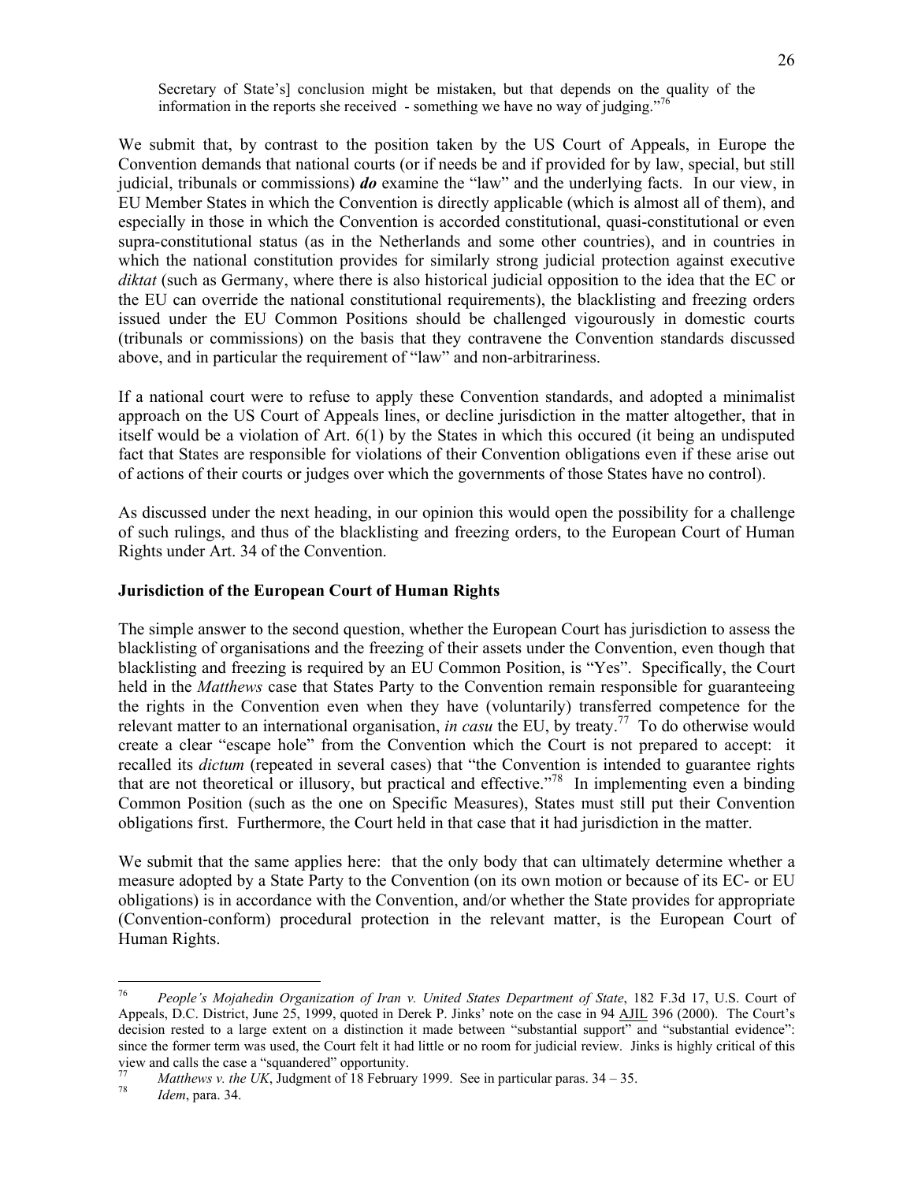Secretary of State's] conclusion might be mistaken, but that depends on the quality of the information in the reports she received - something we have no way of judging."[76]

We submit that, by contrast to the position taken by the US Court of Appeals, in Europe the Convention demands that national courts (or if needs be and if provided for by law, special, but still judicial, tribunals or commissions) ***do*** examine the "law" and the underlying facts. In our view, in EU Member States in which the Convention is directly applicable (which is almost all of them), and especially in those in which the Convention is accorded constitutional, quasi-constitutional or even supra-constitutional status (as in the Netherlands and some other countries), and in countries in which the national constitution provides for similarly strong judicial protection against executive *diktat* (such as Germany, where there is also historical judicial opposition to the idea that the EC or the EU can override the national constitutional requirements), the blacklisting and freezing orders issued under the EU Common Positions should be challenged vigourously in domestic courts (tribunals or commissions) on the basis that they contravene the Convention standards discussed above, and in particular the requirement of "law" and non-arbitrariness.

If a national court were to refuse to apply these Convention standards, and adopted a minimalist approach on the US Court of Appeals lines, or decline jurisdiction in the matter altogether, that in itself would be a violation of Art. 6(1) by the States in which this occured (it being an undisputed fact that States are responsible for violations of their Convention obligations even if these arise out of actions of their courts or judges over which the governments of those States have no control).

As discussed under the next heading, in our opinion this would open the possibility for a challenge of such rulings, and thus of the blacklisting and freezing orders, to the European Court of Human Rights under Art. 34 of the Convention.

**Jurisdiction of the European Court of Human Rights**

The simple answer to the second question, whether the European Court has jurisdiction to assess the blacklisting of organisations and the freezing of their assets under the Convention, even though that blacklisting and freezing is required by an EU Common Position, is "Yes". Specifically, the Court held in the *Matthews* case that States Party to the Convention remain responsible for guaranteeing the rights in the Convention even when they have (voluntarily) transferred competence for the relevant matter to an international organisation, *in casu* the EU, by treaty.[77] To do otherwise would create a clear "escape hole" from the Convention which the Court is not prepared to accept: it recalled its *dictum* (repeated in several cases) that "the Convention is intended to guarantee rights that are not theoretical or illusory, but practical and effective."[78] In implementing even a binding Common Position (such as the one on Specific Measures), States must still put their Convention obligations first. Furthermore, the Court held in that case that it had jurisdiction in the matter.

We submit that the same applies here: that the only body that can ultimately determine whether a measure adopted by a State Party to the Convention (on its own motion or because of its EC- or EU obligations) is in accordance with the Convention, and/or whether the State provides for appropriate (Convention-conform) procedural protection in the relevant matter, is the European Court of Human Rights.

---

[76] *People's Mojahedin Organization of Iran v. United States Department of State*, 182 F.3d 17, U.S. Court of Appeals, D.C. District, June 25, 1999, quoted in Derek P. Jinks' note on the case in 94 AJIL 396 (2000). The Court's decision rested to a large extent on a distinction it made between "substantial support" and "substantial evidence": since the former term was used, the Court felt it had little or no room for judicial review. Jinks is highly critical of this view and calls the case a "squandered" opportunity.

[77] *Matthews v. the UK*, Judgment of 18 February 1999. See in particular paras. 34 – 35.

[78] *Idem*, para. 34.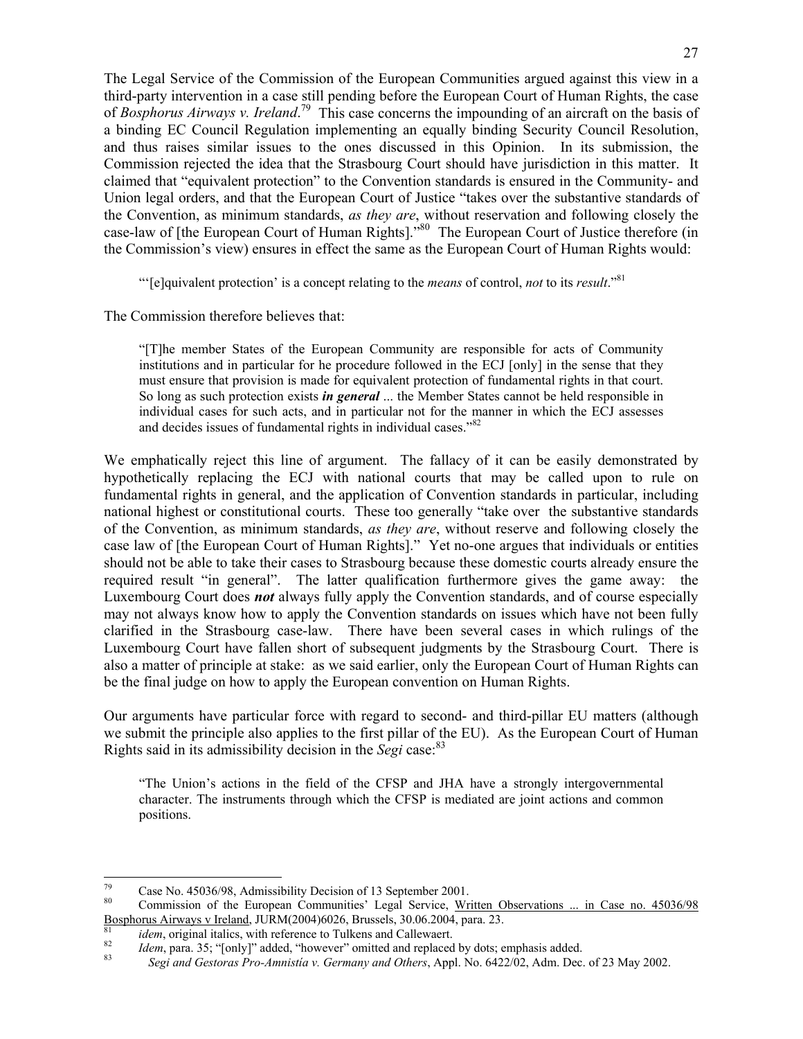The Legal Service of the Commission of the European Communities argued against this view in a third-party intervention in a case still pending before the European Court of Human Rights, the case of *Bosphorus Airways v. Ireland*.[79] This case concerns the impounding of an aircraft on the basis of a binding EC Council Regulation implementing an equally binding Security Council Resolution, and thus raises similar issues to the ones discussed in this Opinion. In its submission, the Commission rejected the idea that the Strasbourg Court should have jurisdiction in this matter. It claimed that "equivalent protection" to the Convention standards is ensured in the Community- and Union legal orders, and that the European Court of Justice "takes over the substantive standards of the Convention, as minimum standards, *as they are*, without reservation and following closely the case-law of [the European Court of Human Rights]."[80] The European Court of Justice therefore (in the Commission's view) ensures in effect the same as the European Court of Human Rights would:

> "'[e]quivalent protection' is a concept relating to the *means* of control, *not* to its *result*."[81]

The Commission therefore believes that:

> "[T]he member States of the European Community are responsible for acts of Community institutions and in particular for he procedure followed in the ECJ [only] in the sense that they must ensure that provision is made for equivalent protection of fundamental rights in that court. So long as such protection exists ***in general*** ... the Member States cannot be held responsible in individual cases for such acts, and in particular not for the manner in which the ECJ assesses and decides issues of fundamental rights in individual cases."[82]

We emphatically reject this line of argument. The fallacy of it can be easily demonstrated by hypothetically replacing the ECJ with national courts that may be called upon to rule on fundamental rights in general, and the application of Convention standards in particular, including national highest or constitutional courts. These too generally "take over the substantive standards of the Convention, as minimum standards, *as they are*, without reserve and following closely the case law of [the European Court of Human Rights]." Yet no-one argues that individuals or entities should not be able to take their cases to Strasbourg because these domestic courts already ensure the required result "in general". The latter qualification furthermore gives the game away: the Luxembourg Court does ***not*** always fully apply the Convention standards, and of course especially may not always know how to apply the Convention standards on issues which have not been fully clarified in the Strasbourg case-law. There have been several cases in which rulings of the Luxembourg Court have fallen short of subsequent judgments by the Strasbourg Court. There is also a matter of principle at stake: as we said earlier, only the European Court of Human Rights can be the final judge on how to apply the European convention on Human Rights.

Our arguments have particular force with regard to second- and third-pillar EU matters (although we submit the principle also applies to the first pillar of the EU). As the European Court of Human Rights said in its admissibility decision in the *Segi* case:[83]

> "The Union's actions in the field of the CFSP and JHA have a strongly intergovernmental character. The instruments through which the CFSP is mediated are joint actions and common positions.

---

[79] Case No. 45036/98, Admissibility Decision of 13 September 2001.

[80] Commission of the European Communities' Legal Service, Written Observations ... in Case no. 45036/98 Bosphorus Airways v Ireland, JURM(2004)6026, Brussels, 30.06.2004, para. 23.

[81] *idem*, original italics, with reference to Tulkens and Callewaert.

[82] *Idem*, para. 35; "[only]" added, "however" omitted and replaced by dots; emphasis added.

[83] *Segi and Gestoras Pro-Amnistía v. Germany and Others*, Appl. No. 6422/02, Adm. Dec. of 23 May 2002.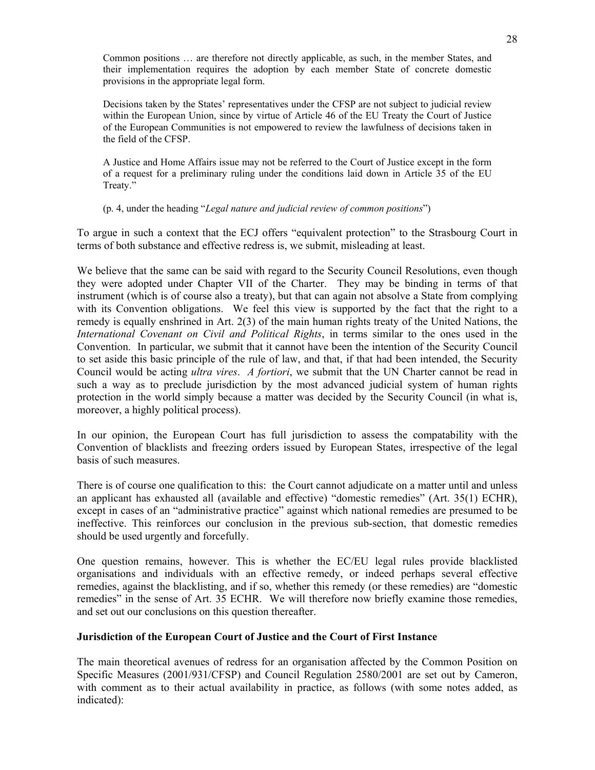> Common positions … are therefore not directly applicable, as such, in the member States, and their implementation requires the adoption by each member State of concrete domestic provisions in the appropriate legal form.
>
> Decisions taken by the States' representatives under the CFSP are not subject to judicial review within the European Union, since by virtue of Article 46 of the EU Treaty the Court of Justice of the European Communities is not empowered to review the lawfulness of decisions taken in the field of the CFSP.
>
> A Justice and Home Affairs issue may not be referred to the Court of Justice except in the form of a request for a preliminary ruling under the conditions laid down in Article 35 of the EU Treaty."
>
> (p. 4, under the heading "*Legal nature and judicial review of common positions*")

To argue in such a context that the ECJ offers "equivalent protection" to the Strasbourg Court in terms of both substance and effective redress is, we submit, misleading at least.

We believe that the same can be said with regard to the Security Council Resolutions, even though they were adopted under Chapter VII of the Charter. They may be binding in terms of that instrument (which is of course also a treaty), but that can again not absolve a State from complying with its Convention obligations. We feel this view is supported by the fact that the right to a remedy is equally enshrined in Art. 2(3) of the main human rights treaty of the United Nations, the *International Covenant on Civil and Political Rights*, in terms similar to the ones used in the Convention. In particular, we submit that it cannot have been the intention of the Security Council to set aside this basic principle of the rule of law, and that, if that had been intended, the Security Council would be acting *ultra vires*. *A fortiori*, we submit that the UN Charter cannot be read in such a way as to preclude jurisdiction by the most advanced judicial system of human rights protection in the world simply because a matter was decided by the Security Council (in what is, moreover, a highly political process).

In our opinion, the European Court has full jurisdiction to assess the compatability with the Convention of blacklists and freezing orders issued by European States, irrespective of the legal basis of such measures.

There is of course one qualification to this: the Court cannot adjudicate on a matter until and unless an applicant has exhausted all (available and effective) "domestic remedies" (Art. 35(1) ECHR), except in cases of an "administrative practice" against which national remedies are presumed to be ineffective. This reinforces our conclusion in the previous sub-section, that domestic remedies should be used urgently and forcefully.

One question remains, however. This is whether the EC/EU legal rules provide blacklisted organisations and individuals with an effective remedy, or indeed perhaps several effective remedies, against the blacklisting, and if so, whether this remedy (or these remedies) are "domestic remedies" in the sense of Art. 35 ECHR. We will therefore now briefly examine those remedies, and set out our conclusions on this question thereafter.

**Jurisdiction of the European Court of Justice and the Court of First Instance**

The main theoretical avenues of redress for an organisation affected by the Common Position on Specific Measures (2001/931/CFSP) and Council Regulation 2580/2001 are set out by Cameron, with comment as to their actual availability in practice, as follows (with some notes added, as indicated):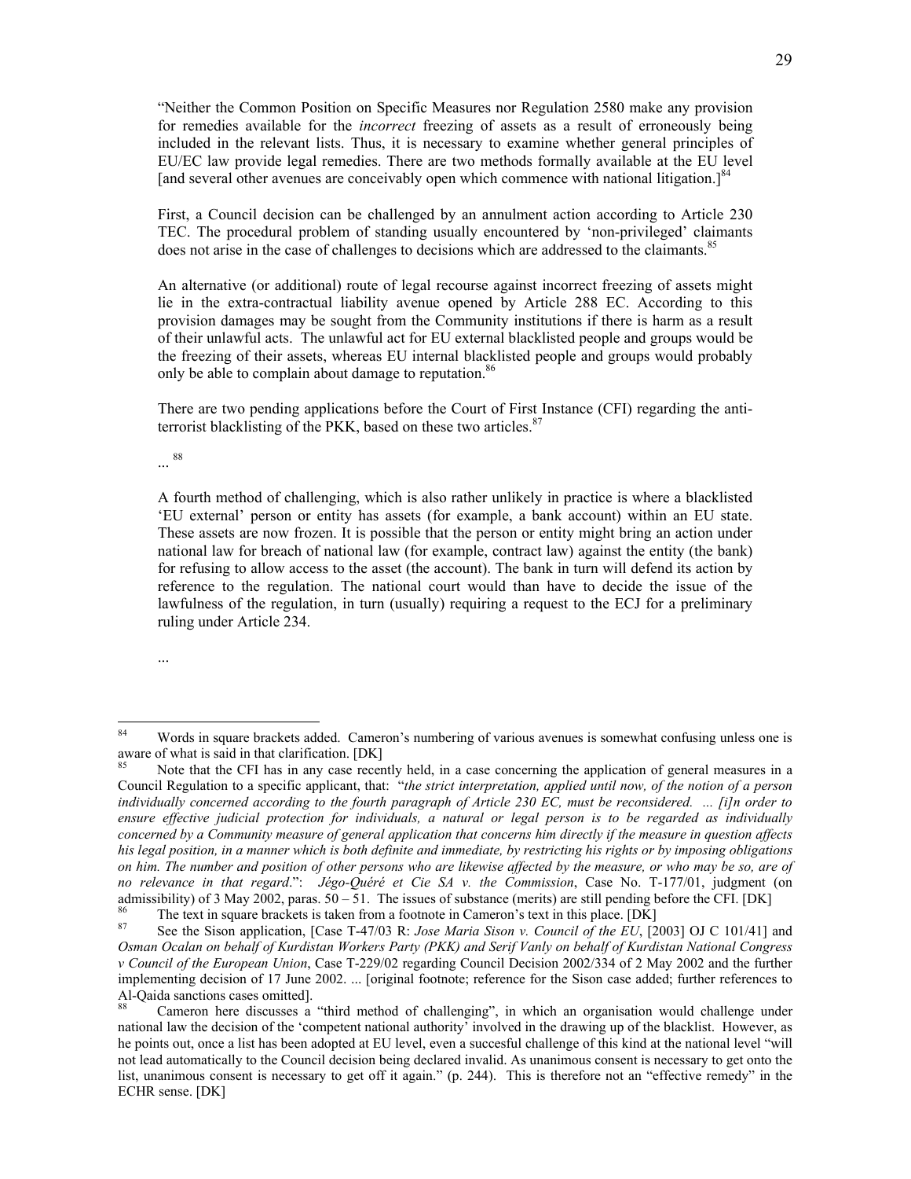"Neither the Common Position on Specific Measures nor Regulation 2580 make any provision for remedies available for the *incorrect* freezing of assets as a result of erroneously being included in the relevant lists. Thus, it is necessary to examine whether general principles of EU/EC law provide legal remedies. There are two methods formally available at the EU level [and several other avenues are conceivably open which commence with national litigation.][84]

First, a Council decision can be challenged by an annulment action according to Article 230 TEC. The procedural problem of standing usually encountered by 'non-privileged' claimants does not arise in the case of challenges to decisions which are addressed to the claimants.[85]

An alternative (or additional) route of legal recourse against incorrect freezing of assets might lie in the extra-contractual liability avenue opened by Article 288 EC. According to this provision damages may be sought from the Community institutions if there is harm as a result of their unlawful acts. The unlawful act for EU external blacklisted people and groups would be the freezing of their assets, whereas EU internal blacklisted people and groups would probably only be able to complain about damage to reputation.[86]

There are two pending applications before the Court of First Instance (CFI) regarding the anti-terrorist blacklisting of the PKK, based on these two articles.[87]

...[88]

A fourth method of challenging, which is also rather unlikely in practice is where a blacklisted 'EU external' person or entity has assets (for example, a bank account) within an EU state. These assets are now frozen. It is possible that the person or entity might bring an action under national law for breach of national law (for example, contract law) against the entity (the bank) for refusing to allow access to the asset (the account). The bank in turn will defend its action by reference to the regulation. The national court would than have to decide the issue of the lawfulness of the regulation, in turn (usually) requiring a request to the ECJ for a preliminary ruling under Article 234.

...

---

[84] Words in square brackets added. Cameron's numbering of various avenues is somewhat confusing unless one is aware of what is said in that clarification. [DK]

[85] Note that the CFI has in any case recently held, in a case concerning the application of general measures in a Council Regulation to a specific applicant, that: "*the strict interpretation, applied until now, of the notion of a person individually concerned according to the fourth paragraph of Article 230 EC, must be reconsidered. ... [i]n order to ensure effective judicial protection for individuals, a natural or legal person is to be regarded as individually concerned by a Community measure of general application that concerns him directly if the measure in question affects his legal position, in a manner which is both definite and immediate, by restricting his rights or by imposing obligations on him. The number and position of other persons who are likewise affected by the measure, or who may be so, are of no relevance in that regard*.": *Jégo-Quéré et Cie SA v. the Commission*, Case No. T-177/01, judgment (on admissibility) of 3 May 2002, paras. 50 – 51. The issues of substance (merits) are still pending before the CFI. [DK]

[86] The text in square brackets is taken from a footnote in Cameron's text in this place. [DK]

[87] See the Sison application, [Case T-47/03 R: *Jose Maria Sison v. Council of the EU*, [2003] OJ C 101/41] and *Osman Ocalan on behalf of Kurdistan Workers Party (PKK) and Serif Vanly on behalf of Kurdistan National Congress v Council of the European Union*, Case T-229/02 regarding Council Decision 2002/334 of 2 May 2002 and the further implementing decision of 17 June 2002. ... [original footnote; reference for the Sison case added; further references to Al-Qaida sanctions cases omitted].

[88] Cameron here discusses a "third method of challenging", in which an organisation would challenge under national law the decision of the 'competent national authority' involved in the drawing up of the blacklist. However, as he points out, once a list has been adopted at EU level, even a succesful challenge of this kind at the national level "will not lead automatically to the Council decision being declared invalid. As unanimous consent is necessary to get onto the list, unanimous consent is necessary to get off it again." (p. 244). This is therefore not an "effective remedy" in the ECHR sense. [DK]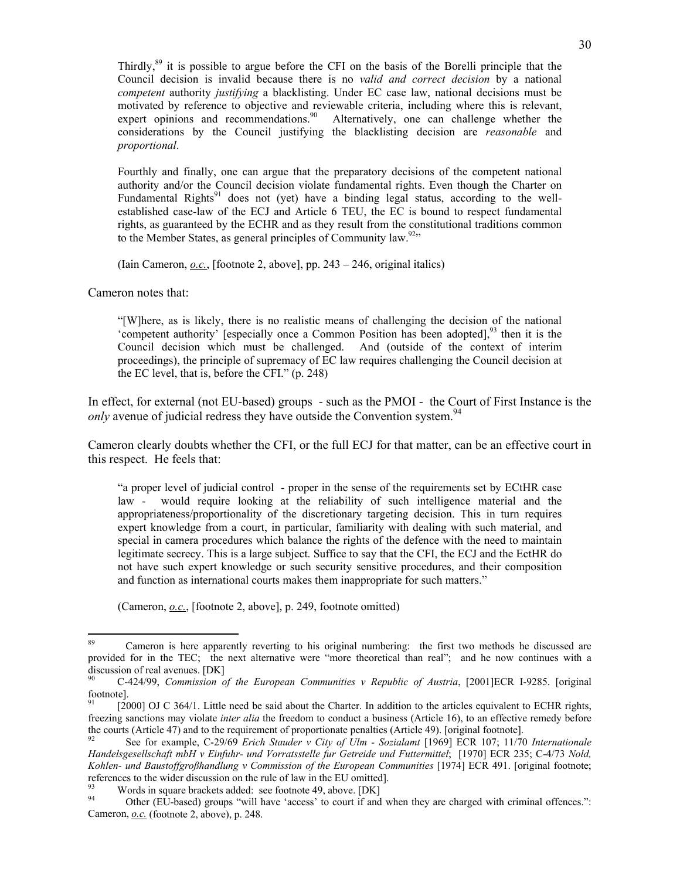> Thirdly,[89] it is possible to argue before the CFI on the basis of the Borelli principle that the Council decision is invalid because there is no *valid and correct decision* by a national *competent* authority *justifying* a blacklisting. Under EC case law, national decisions must be motivated by reference to objective and reviewable criteria, including where this is relevant, expert opinions and recommendations.[90] Alternatively, one can challenge whether the considerations by the Council justifying the blacklisting decision are *reasonable* and *proportional*.
>
> Fourthly and finally, one can argue that the preparatory decisions of the competent national authority and/or the Council decision violate fundamental rights. Even though the Charter on Fundamental Rights[91] does not (yet) have a binding legal status, according to the well-established case-law of the ECJ and Article 6 TEU, the EC is bound to respect fundamental rights, as guaranteed by the ECHR and as they result from the constitutional traditions common to the Member States, as general principles of Community law.[92]"
>
> (Iain Cameron, *o.c.*, [footnote 2, above], pp. 243 – 246, original italics)

Cameron notes that:

> "[W]here, as is likely, there is no realistic means of challenging the decision of the national 'competent authority' [especially once a Common Position has been adopted],[93] then it is the Council decision which must be challenged. And (outside of the context of interim proceedings), the principle of supremacy of EC law requires challenging the Council decision at the EC level, that is, before the CFI." (p. 248)

In effect, for external (not EU-based) groups - such as the PMOI - the Court of First Instance is the *only* avenue of judicial redress they have outside the Convention system.[94]

Cameron clearly doubts whether the CFI, or the full ECJ for that matter, can be an effective court in this respect. He feels that:

> "a proper level of judicial control - proper in the sense of the requirements set by ECtHR case law - would require looking at the reliability of such intelligence material and the appropriateness/proportionality of the discretionary targeting decision. This in turn requires expert knowledge from a court, in particular, familiarity with dealing with such material, and special in camera procedures which balance the rights of the defence with the need to maintain legitimate secrecy. This is a large subject. Suffice to say that the CFI, the ECJ and the EctHR do not have such expert knowledge or such security sensitive procedures, and their composition and function as international courts makes them inappropriate for such matters."
>
> (Cameron, *o.c.*, [footnote 2, above], p. 249, footnote omitted)

---

[89] Cameron is here apparently reverting to his original numbering: the first two methods he discussed are provided for in the TEC; the next alternative were "more theoretical than real"; and he now continues with a discussion of real avenues. [DK]

[90] C-424/99, *Commission of the European Communities v Republic of Austria*, [2001]ECR I-9285. [original footnote].

[91] [2000] OJ C 364/1. Little need be said about the Charter. In addition to the articles equivalent to ECHR rights, freezing sanctions may violate *inter alia* the freedom to conduct a business (Article 16), to an effective remedy before the courts (Article 47) and to the requirement of proportionate penalties (Article 49). [original footnote].

[92] See for example, C-29/69 *Erich Stauder v City of Ulm - Sozialamt* [1969] ECR 107; 11/70 *Internationale Handelsgesellschaft mbH v Einfuhr- und Vorratsstelle fur Getreide und Futtermittel*; [1970] ECR 235; C-4/73 *Nold, Kohlen- und Baustoffgroßhandlung v Commission of the European Communities* [1974] ECR 491. [original footnote; references to the wider discussion on the rule of law in the EU omitted].

[93] Words in square brackets added: see footnote 49, above. [DK]

[94] Other (EU-based) groups "will have 'access' to court if and when they are charged with criminal offences.": Cameron, *o.c.* (footnote 2, above), p. 248.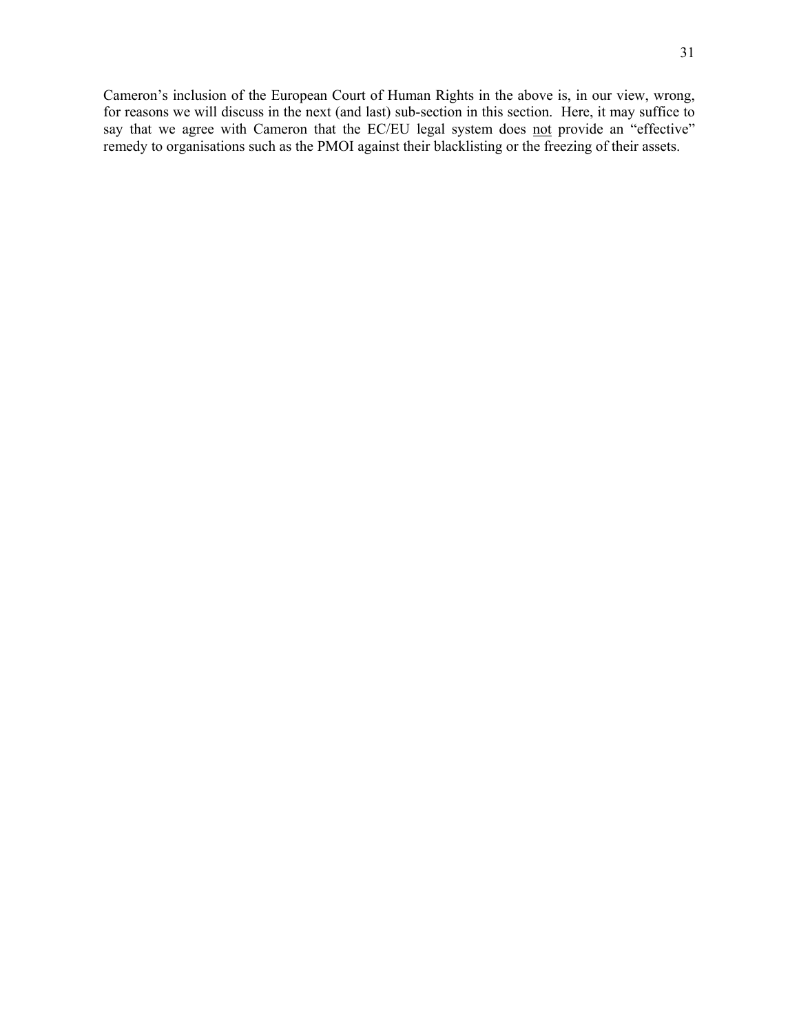Cameron's inclusion of the European Court of Human Rights in the above is, in our view, wrong, for reasons we will discuss in the next (and last) sub-section in this section. Here, it may suffice to say that we agree with Cameron that the EC/EU legal system does <u>not</u> provide an "effective" remedy to organisations such as the PMOI against their blacklisting or the freezing of their assets.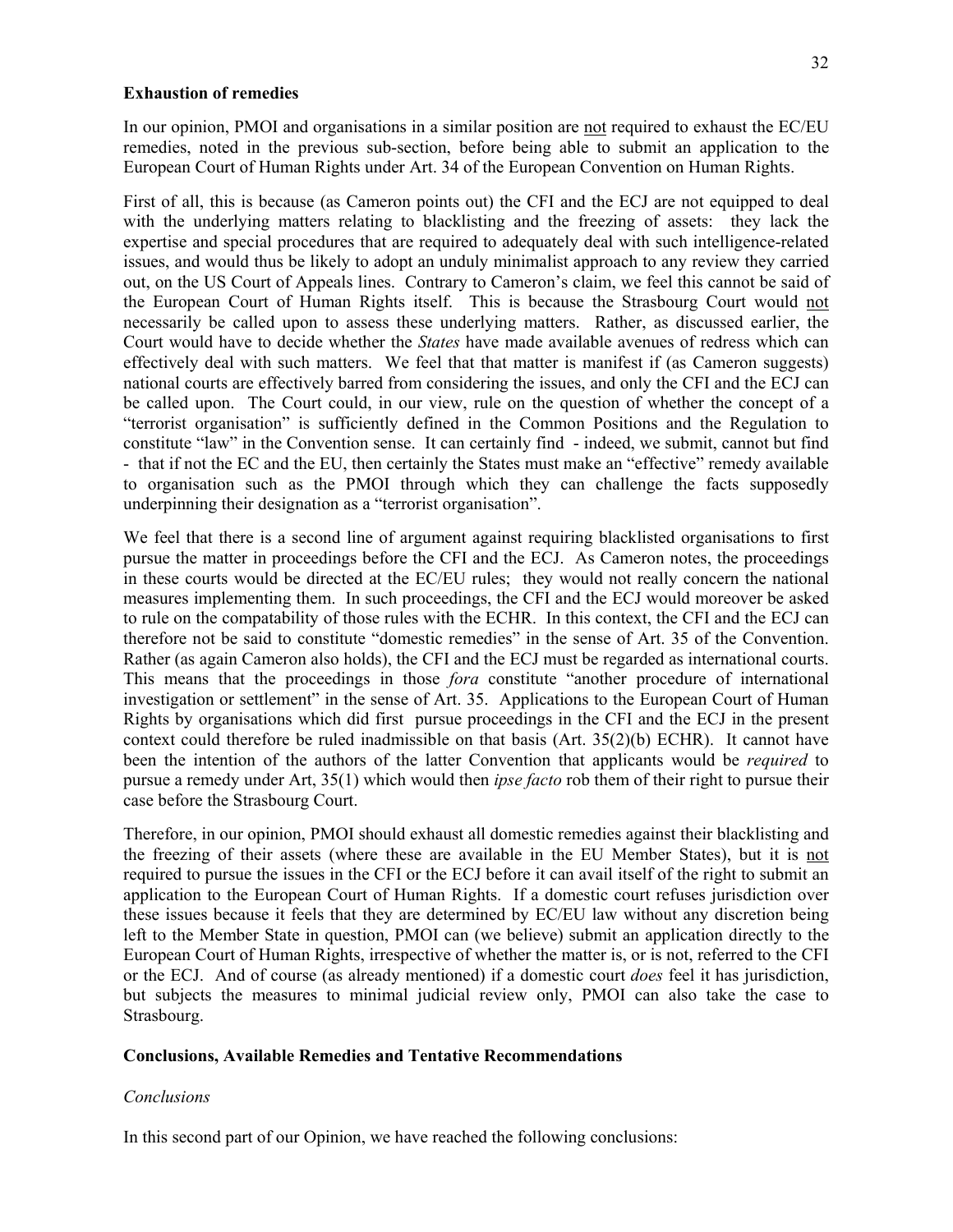**Exhaustion of remedies**

In our opinion, PMOI and organisations in a similar position are <u>not</u> required to exhaust the EC/EU remedies, noted in the previous sub-section, before being able to submit an application to the European Court of Human Rights under Art. 34 of the European Convention on Human Rights.

First of all, this is because (as Cameron points out) the CFI and the ECJ are not equipped to deal with the underlying matters relating to blacklisting and the freezing of assets: they lack the expertise and special procedures that are required to adequately deal with such intelligence-related issues, and would thus be likely to adopt an unduly minimalist approach to any review they carried out, on the US Court of Appeals lines. Contrary to Cameron's claim, we feel this cannot be said of the European Court of Human Rights itself. This is because the Strasbourg Court would <u>not</u> necessarily be called upon to assess these underlying matters. Rather, as discussed earlier, the Court would have to decide whether the *States* have made available avenues of redress which can effectively deal with such matters. We feel that that matter is manifest if (as Cameron suggests) national courts are effectively barred from considering the issues, and only the CFI and the ECJ can be called upon. The Court could, in our view, rule on the question of whether the concept of a "terrorist organisation" is sufficiently defined in the Common Positions and the Regulation to constitute "law" in the Convention sense. It can certainly find - indeed, we submit, cannot but find - that if not the EC and the EU, then certainly the States must make an "effective" remedy available to organisation such as the PMOI through which they can challenge the facts supposedly underpinning their designation as a "terrorist organisation".

We feel that there is a second line of argument against requiring blacklisted organisations to first pursue the matter in proceedings before the CFI and the ECJ. As Cameron notes, the proceedings in these courts would be directed at the EC/EU rules; they would not really concern the national measures implementing them. In such proceedings, the CFI and the ECJ would moreover be asked to rule on the compatability of those rules with the ECHR. In this context, the CFI and the ECJ can therefore not be said to constitute "domestic remedies" in the sense of Art. 35 of the Convention. Rather (as again Cameron also holds), the CFI and the ECJ must be regarded as international courts. This means that the proceedings in those *fora* constitute "another procedure of international investigation or settlement" in the sense of Art. 35. Applications to the European Court of Human Rights by organisations which did first pursue proceedings in the CFI and the ECJ in the present context could therefore be ruled inadmissible on that basis (Art. 35(2)(b) ECHR). It cannot have been the intention of the authors of the latter Convention that applicants would be *required* to pursue a remedy under Art, 35(1) which would then *ipse facto* rob them of their right to pursue their case before the Strasbourg Court.

Therefore, in our opinion, PMOI should exhaust all domestic remedies against their blacklisting and the freezing of their assets (where these are available in the EU Member States), but it is <u>not</u> required to pursue the issues in the CFI or the ECJ before it can avail itself of the right to submit an application to the European Court of Human Rights. If a domestic court refuses jurisdiction over these issues because it feels that they are determined by EC/EU law without any discretion being left to the Member State in question, PMOI can (we believe) submit an application directly to the European Court of Human Rights, irrespective of whether the matter is, or is not, referred to the CFI or the ECJ. And of course (as already mentioned) if a domestic court *does* feel it has jurisdiction, but subjects the measures to minimal judicial review only, PMOI can also take the case to Strasbourg.

**Conclusions, Available Remedies and Tentative Recommendations**

*Conclusions*

In this second part of our Opinion, we have reached the following conclusions: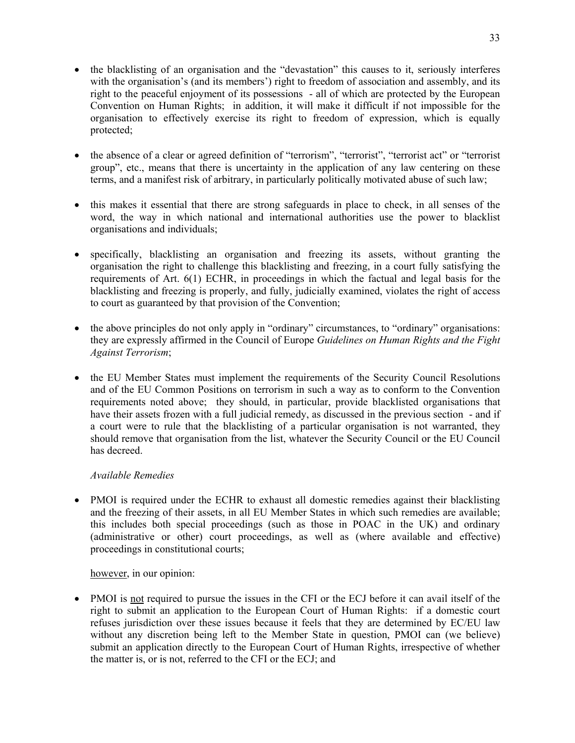- the blacklisting of an organisation and the "devastation" this causes to it, seriously interferes with the organisation's (and its members') right to freedom of association and assembly, and its right to the peaceful enjoyment of its possessions - all of which are protected by the European Convention on Human Rights; in addition, it will make it difficult if not impossible for the organisation to effectively exercise its right to freedom of expression, which is equally protected;

- the absence of a clear or agreed definition of "terrorism", "terrorist", "terrorist act" or "terrorist group", etc., means that there is uncertainty in the application of any law centering on these terms, and a manifest risk of arbitrary, in particularly politically motivated abuse of such law;

- this makes it essential that there are strong safeguards in place to check, in all senses of the word, the way in which national and international authorities use the power to blacklist organisations and individuals;

- specifically, blacklisting an organisation and freezing its assets, without granting the organisation the right to challenge this blacklisting and freezing, in a court fully satisfying the requirements of Art. 6(1) ECHR, in proceedings in which the factual and legal basis for the blacklisting and freezing is properly, and fully, judicially examined, violates the right of access to court as guaranteed by that provision of the Convention;

- the above principles do not only apply in "ordinary" circumstances, to "ordinary" organisations: they are expressly affirmed in the Council of Europe *Guidelines on Human Rights and the Fight Against Terrorism*;

- the EU Member States must implement the requirements of the Security Council Resolutions and of the EU Common Positions on terrorism in such a way as to conform to the Convention requirements noted above; they should, in particular, provide blacklisted organisations that have their assets frozen with a full judicial remedy, as discussed in the previous section - and if a court were to rule that the blacklisting of a particular organisation is not warranted, they should remove that organisation from the list, whatever the Security Council or the EU Council has decreed.

*Available Remedies*

- PMOI is required under the ECHR to exhaust all domestic remedies against their blacklisting and the freezing of their assets, in all EU Member States in which such remedies are available; this includes both special proceedings (such as those in POAC in the UK) and ordinary (administrative or other) court proceedings, as well as (where available and effective) proceedings in constitutional courts;

<u>however</u>, in our opinion:

- PMOI is <u>not</u> required to pursue the issues in the CFI or the ECJ before it can avail itself of the right to submit an application to the European Court of Human Rights: if a domestic court refuses jurisdiction over these issues because it feels that they are determined by EC/EU law without any discretion being left to the Member State in question, PMOI can (we believe) submit an application directly to the European Court of Human Rights, irrespective of whether the matter is, or is not, referred to the CFI or the ECJ; and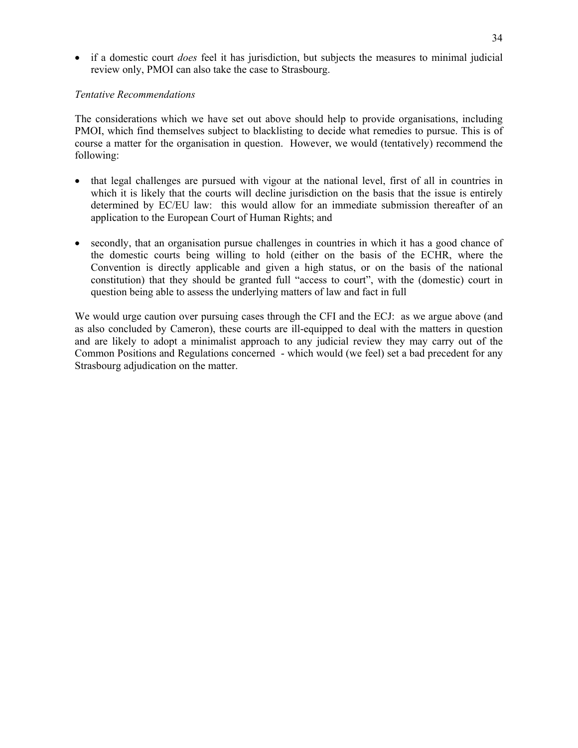- if a domestic court *does* feel it has jurisdiction, but subjects the measures to minimal judicial review only, PMOI can also take the case to Strasbourg.

*Tentative Recommendations*

The considerations which we have set out above should help to provide organisations, including PMOI, which find themselves subject to blacklisting to decide what remedies to pursue. This is of course a matter for the organisation in question. However, we would (tentatively) recommend the following:

- that legal challenges are pursued with vigour at the national level, first of all in countries in which it is likely that the courts will decline jurisdiction on the basis that the issue is entirely determined by EC/EU law: this would allow for an immediate submission thereafter of an application to the European Court of Human Rights; and

- secondly, that an organisation pursue challenges in countries in which it has a good chance of the domestic courts being willing to hold (either on the basis of the ECHR, where the Convention is directly applicable and given a high status, or on the basis of the national constitution) that they should be granted full "access to court", with the (domestic) court in question being able to assess the underlying matters of law and fact in full

We would urge caution over pursuing cases through the CFI and the ECJ: as we argue above (and as also concluded by Cameron), these courts are ill-equipped to deal with the matters in question and are likely to adopt a minimalist approach to any judicial review they may carry out of the Common Positions and Regulations concerned - which would (we feel) set a bad precedent for any Strasbourg adjudication on the matter.